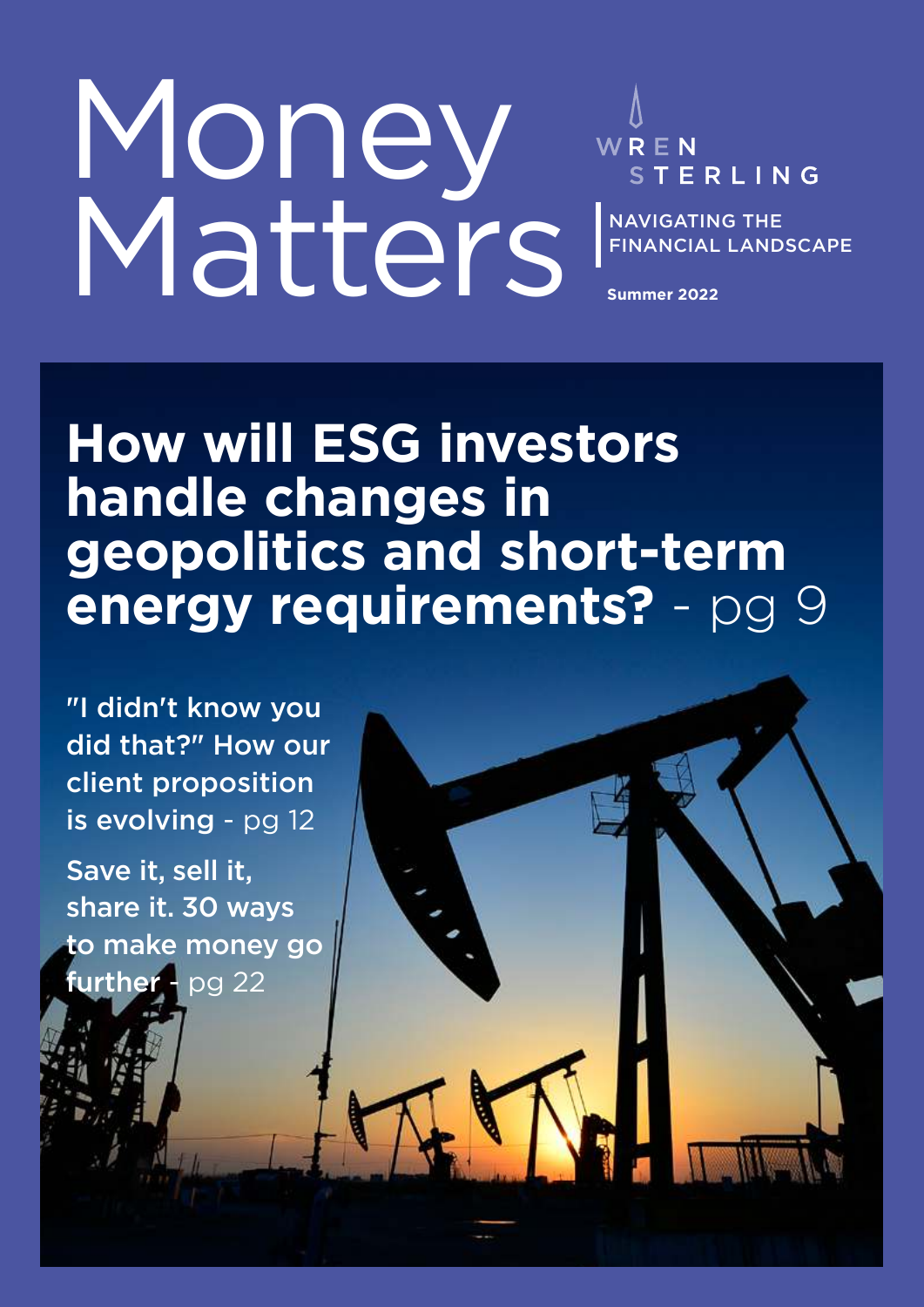# Money Matters

WREN STERLING

NAVIGATING THE FINANCIAL LANDSCAPE

**Summer 2022**

## How will ESG investors handle changes in geopolitics and short-term energy requirements? - pg 9

**"I didn't know you did that?" How our client proposition is evolving** - pg 12

**Save it, sell it, share it. 30 ways to make money go further** - pg 22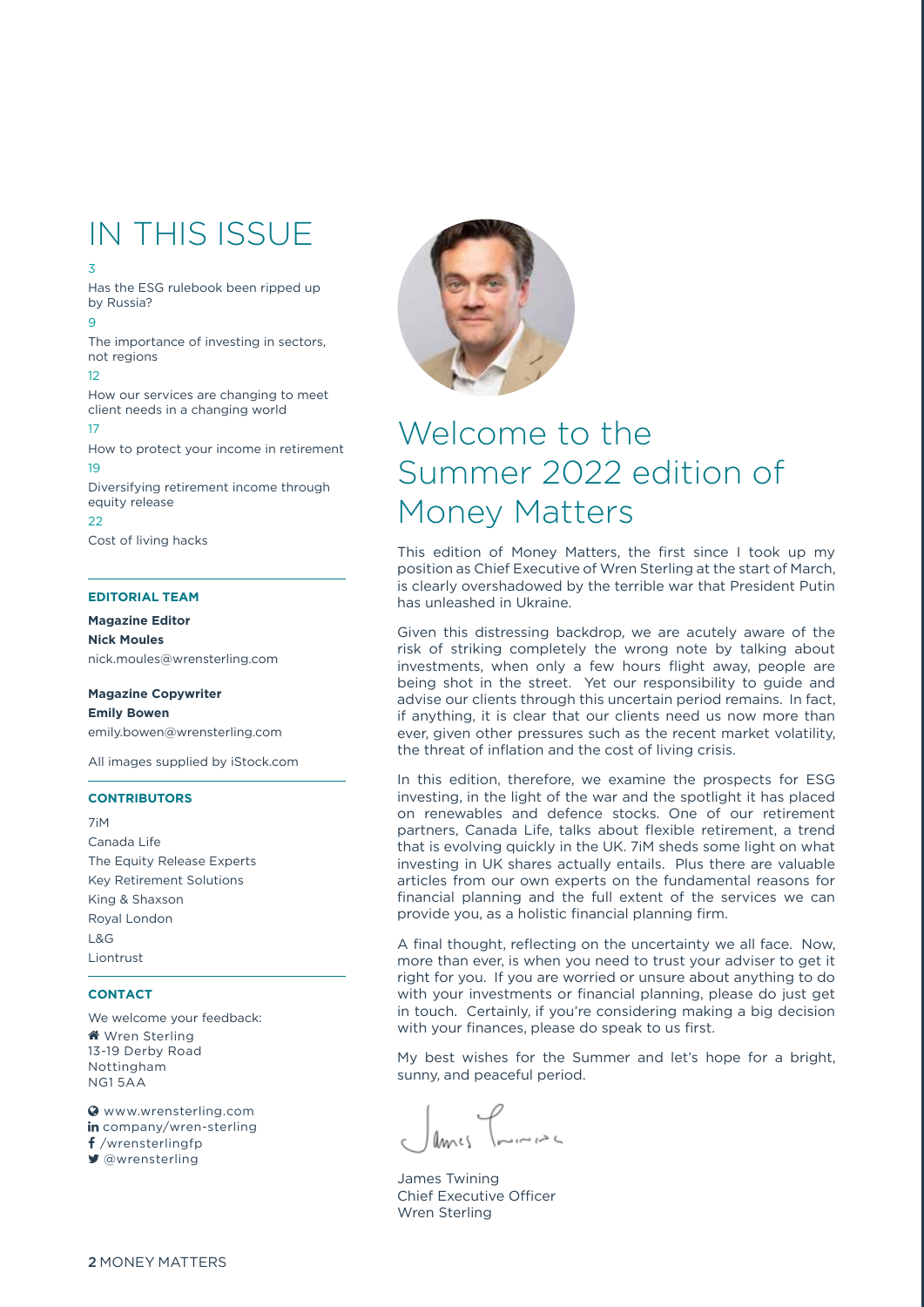## IN THIS ISSUE

3
Has the ESG rulebook been ripped up by Russia?

9
The importance of investing in sectors, not regions

12
How our services are changing to meet client needs in a changing world

17
How to protect your income in retirement

19
Diversifying retirement income through equity release

22
Cost of living hacks

**EDITORIAL TEAM**

**Magazine Editor**
**Nick Moules**
nick.moules@wrensterling.com

**Magazine Copywriter**
**Emily Bowen**
emily.bowen@wrensterling.com

All images supplied by iStock.com

**CONTRIBUTORS**

7iM
Canada Life
The Equity Release Experts
Key Retirement Solutions
King & Shaxson
Royal London
L&G
Liontrust

**CONTACT**

We welcome your feedback:
Wren Sterling
13-19 Derby Road
Nottingham
NG1 5AA

www.wrensterling.com
company/wren-sterling
/wrensterlingfp
@wrensterling

# Welcome to the Summer 2022 edition of Money Matters

This edition of Money Matters, the first since I took up my position as Chief Executive of Wren Sterling at the start of March, is clearly overshadowed by the terrible war that President Putin has unleashed in Ukraine.

Given this distressing backdrop, we are acutely aware of the risk of striking completely the wrong note by talking about investments, when only a few hours flight away, people are being shot in the street. Yet our responsibility to guide and advise our clients through this uncertain period remains. In fact, if anything, it is clear that our clients need us now more than ever, given other pressures such as the recent market volatility, the threat of inflation and the cost of living crisis.

In this edition, therefore, we examine the prospects for ESG investing, in the light of the war and the spotlight it has placed on renewables and defence stocks. One of our retirement partners, Canada Life, talks about flexible retirement, a trend that is evolving quickly in the UK. 7iM sheds some light on what investing in UK shares actually entails. Plus there are valuable articles from our own experts on the fundamental reasons for financial planning and the full extent of the services we can provide you, as a holistic financial planning firm.

A final thought, reflecting on the uncertainty we all face. Now, more than ever, is when you need to trust your adviser to get it right for you. If you are worried or unsure about anything to do with your investments or financial planning, please do just get in touch. Certainly, if you're considering making a big decision with your finances, please do speak to us first.

My best wishes for the Summer and let's hope for a bright, sunny, and peaceful period.

James Twining
Chief Executive Officer
Wren Sterling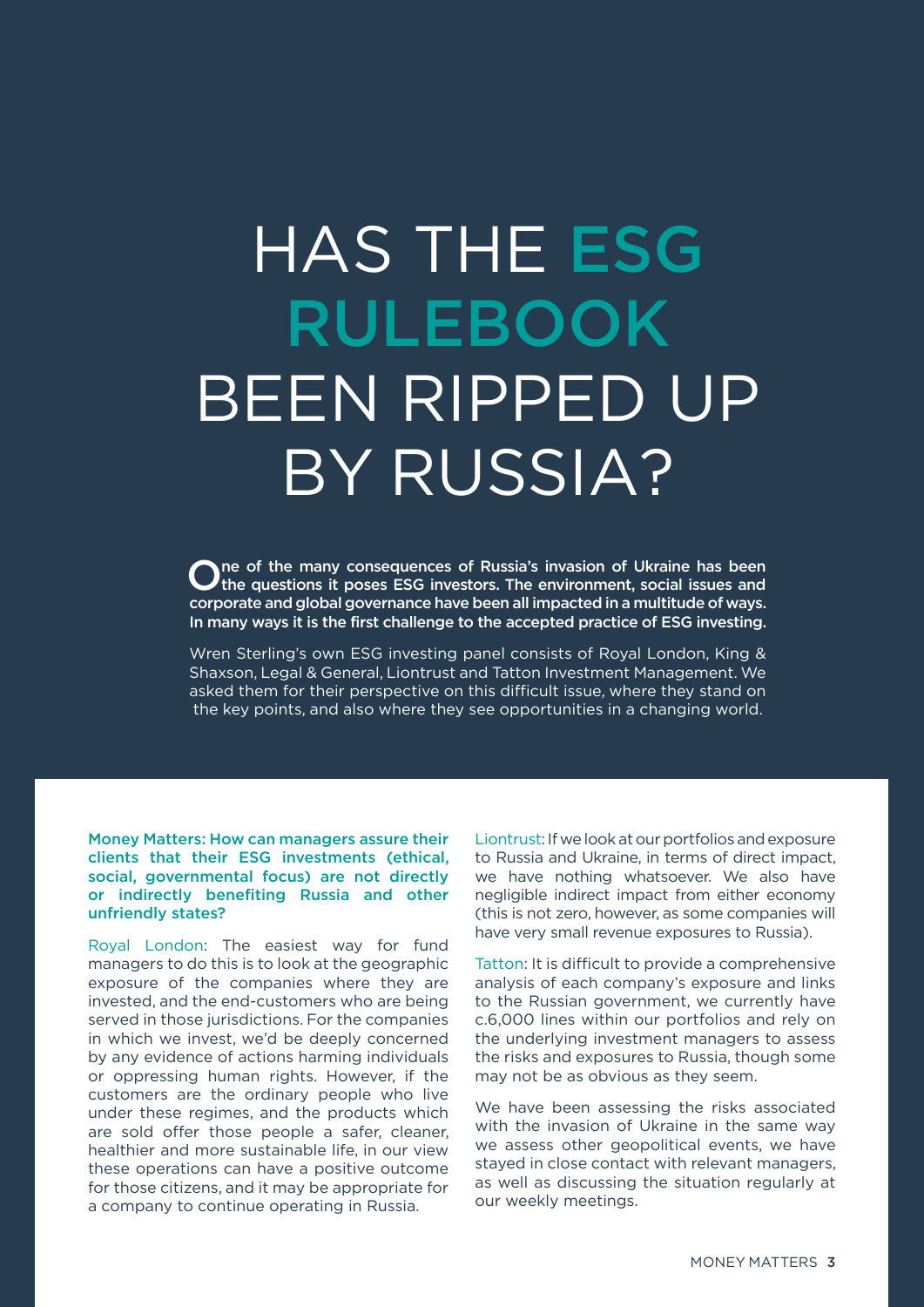# HAS THE ESG RULEBOOK BEEN RIPPED UP BY RUSSIA?

**One of the many consequences of Russia's invasion of Ukraine has been the questions it poses ESG investors. The environment, social issues and corporate and global governance have been all impacted in a multitude of ways. In many ways it is the first challenge to the accepted practice of ESG investing.**

Wren Sterling's own ESG investing panel consists of Royal London, King & Shaxson, Legal & General, Liontrust and Tatton Investment Management. We asked them for their perspective on this difficult issue, where they stand on the key points, and also where they see opportunities in a changing world.

**Money Matters: How can managers assure their clients that their ESG investments (ethical, social, governmental focus) are not directly or indirectly benefiting Russia and other unfriendly states?**

Royal London: The easiest way for fund managers to do this is to look at the geographic exposure of the companies where they are invested, and the end-customers who are being served in those jurisdictions. For the companies in which we invest, we'd be deeply concerned by any evidence of actions harming individuals or oppressing human rights. However, if the customers are the ordinary people who live under these regimes, and the products which are sold offer those people a safer, cleaner, healthier and more sustainable life, in our view these operations can have a positive outcome for those citizens, and it may be appropriate for a company to continue operating in Russia.

Liontrust: If we look at our portfolios and exposure to Russia and Ukraine, in terms of direct impact, we have nothing whatsoever. We also have negligible indirect impact from either economy (this is not zero, however, as some companies will have very small revenue exposures to Russia).

Tatton: It is difficult to provide a comprehensive analysis of each company's exposure and links to the Russian government, we currently have c.6,000 lines within our portfolios and rely on the underlying investment managers to assess the risks and exposures to Russia, though some may not be as obvious as they seem.

We have been assessing the risks associated with the invasion of Ukraine in the same way we assess other geopolitical events, we have stayed in close contact with relevant managers, as well as discussing the situation regularly at our weekly meetings.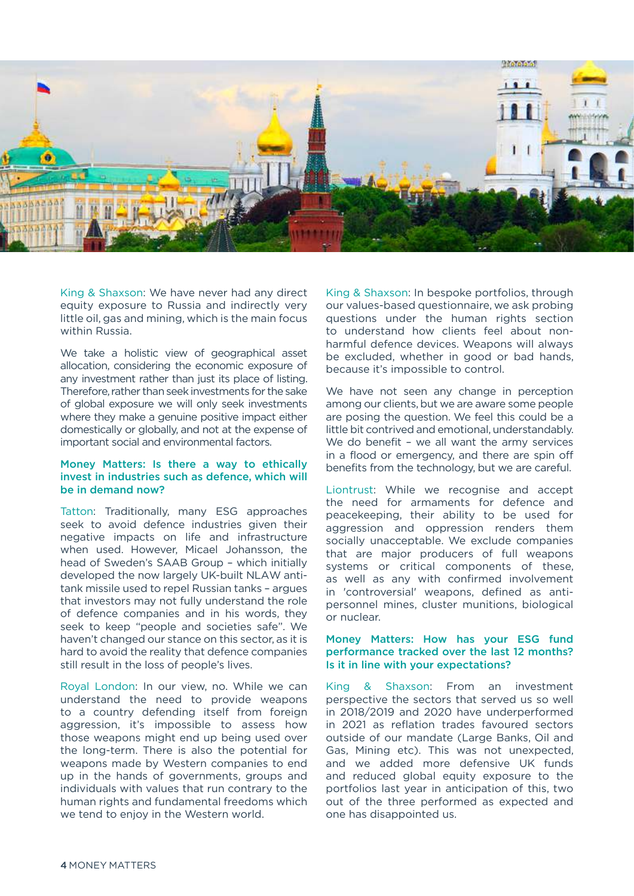King & Shaxson: We have never had any direct equity exposure to Russia and indirectly very little oil, gas and mining, which is the main focus within Russia.

We take a holistic view of geographical asset allocation, considering the economic exposure of any investment rather than just its place of listing. Therefore, rather than seek investments for the sake of global exposure we will only seek investments where they make a genuine positive impact either domestically or globally, and not at the expense of important social and environmental factors.

**Money Matters: Is there a way to ethically invest in industries such as defence, which will be in demand now?**

Tatton: Traditionally, many ESG approaches seek to avoid defence industries given their negative impacts on life and infrastructure when used. However, Micael Johansson, the head of Sweden's SAAB Group – which initially developed the now largely UK-built NLAW anti-tank missile used to repel Russian tanks – argues that investors may not fully understand the role of defence companies and in his words, they seek to keep "people and societies safe". We haven't changed our stance on this sector, as it is hard to avoid the reality that defence companies still result in the loss of people's lives.

Royal London: In our view, no. While we can understand the need to provide weapons to a country defending itself from foreign aggression, it's impossible to assess how those weapons might end up being used over the long-term. There is also the potential for weapons made by Western companies to end up in the hands of governments, groups and individuals with values that run contrary to the human rights and fundamental freedoms which we tend to enjoy in the Western world.

King & Shaxson: In bespoke portfolios, through our values-based questionnaire, we ask probing questions under the human rights section to understand how clients feel about non-harmful defence devices. Weapons will always be excluded, whether in good or bad hands, because it's impossible to control.

We have not seen any change in perception among our clients, but we are aware some people are posing the question. We feel this could be a little bit contrived and emotional, understandably. We do benefit – we all want the army services in a flood or emergency, and there are spin off benefits from the technology, but we are careful.

Liontrust: While we recognise and accept the need for armaments for defence and peacekeeping, their ability to be used for aggression and oppression renders them socially unacceptable. We exclude companies that are major producers of full weapons systems or critical components of these, as well as any with confirmed involvement in 'controversial' weapons, defined as anti-personnel mines, cluster munitions, biological or nuclear.

**Money Matters: How has your ESG fund performance tracked over the last 12 months? Is it in line with your expectations?**

King & Shaxson: From an investment perspective the sectors that served us so well in 2018/2019 and 2020 have underperformed in 2021 as reflation trades favoured sectors outside of our mandate (Large Banks, Oil and Gas, Mining etc). This was not unexpected, and we added more defensive UK funds and reduced global equity exposure to the portfolios last year in anticipation of this, two out of the three performed as expected and one has disappointed us.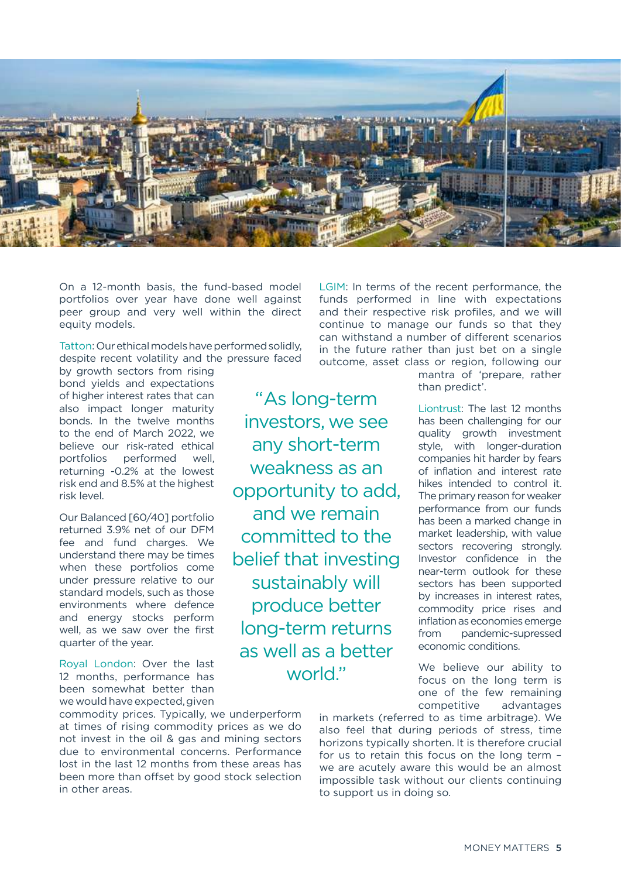On a 12-month basis, the fund-based model portfolios over year have done well against peer group and very well within the direct equity models.

Tatton: Our ethical models have performed solidly, despite recent volatility and the pressure faced by growth sectors from rising bond yields and expectations of higher interest rates that can also impact longer maturity bonds. In the twelve months to the end of March 2022, we believe our risk-rated ethical portfolios performed well, returning -0.2% at the lowest risk end and 8.5% at the highest risk level.

Our Balanced [60/40] portfolio returned 3.9% net of our DFM fee and fund charges. We understand there may be times when these portfolios come under pressure relative to our standard models, such as those environments where defence and energy stocks perform well, as we saw over the first quarter of the year.

Royal London: Over the last 12 months, performance has been somewhat better than we would have expected, given commodity prices. Typically, we underperform at times of rising commodity prices as we do not invest in the oil & gas and mining sectors due to environmental concerns. Performance lost in the last 12 months from these areas has been more than offset by good stock selection in other areas.

> "As long-term investors, we see any short-term weakness as an opportunity to add, and we remain committed to the belief that investing sustainably will produce better long-term returns as well as a better world."

LGIM: In terms of the recent performance, the funds performed in line with expectations and their respective risk profiles, and we will continue to manage our funds so that they can withstand a number of different scenarios in the future rather than just bet on a single outcome, asset class or region, following our mantra of 'prepare, rather than predict'.

Liontrust: The last 12 months has been challenging for our quality growth investment style, with longer-duration companies hit harder by fears of inflation and interest rate hikes intended to control it. The primary reason for weaker performance from our funds has been a marked change in market leadership, with value sectors recovering strongly. Investor confidence in the near-term outlook for these sectors has been supported by increases in interest rates, commodity price rises and inflation as economies emerge from pandemic-supressed economic conditions.

We believe our ability to focus on the long term is one of the few remaining competitive advantages in markets (referred to as time arbitrage). We also feel that during periods of stress, time horizons typically shorten. It is therefore crucial for us to retain this focus on the long term – we are acutely aware this would be an almost impossible task without our clients continuing to support us in doing so.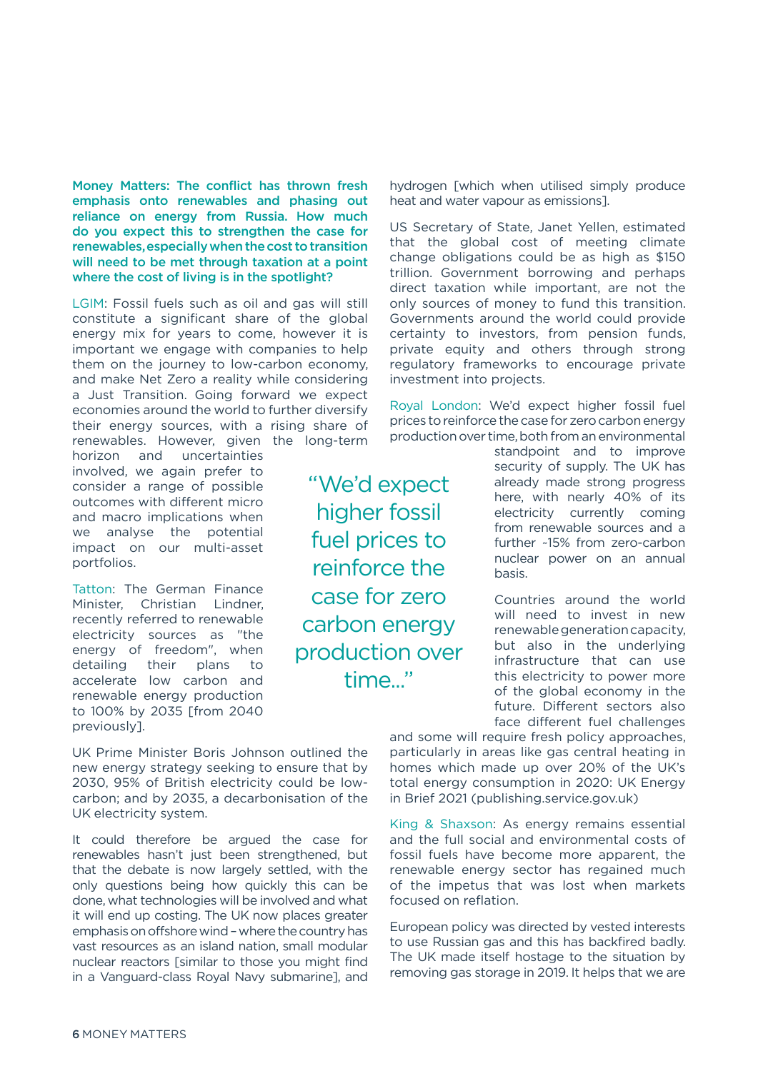**Money Matters: The conflict has thrown fresh emphasis onto renewables and phasing out reliance on energy from Russia. How much do you expect this to strengthen the case for renewables, especially when the cost to transition will need to be met through taxation at a point where the cost of living is in the spotlight?**

LGIM: Fossil fuels such as oil and gas will still constitute a significant share of the global energy mix for years to come, however it is important we engage with companies to help them on the journey to low-carbon economy, and make Net Zero a reality while considering a Just Transition. Going forward we expect economies around the world to further diversify their energy sources, with a rising share of renewables. However, given the long-term horizon and uncertainties involved, we again prefer to consider a range of possible outcomes with different micro and macro implications when we analyse the potential impact on our multi-asset portfolios.

Tatton: The German Finance Minister, Christian Lindner, recently referred to renewable electricity sources as "the energy of freedom", when detailing their plans to accelerate low carbon and renewable energy production to 100% by 2035 [from 2040 previously].

UK Prime Minister Boris Johnson outlined the new energy strategy seeking to ensure that by 2030, 95% of British electricity could be low-carbon; and by 2035, a decarbonisation of the UK electricity system.

It could therefore be argued the case for renewables hasn't just been strengthened, but that the debate is now largely settled, with the only questions being how quickly this can be done, what technologies will be involved and what it will end up costing. The UK now places greater emphasis on offshore wind – where the country has vast resources as an island nation, small modular nuclear reactors [similar to those you might find in a Vanguard-class Royal Navy submarine], and hydrogen [which when utilised simply produce heat and water vapour as emissions].

US Secretary of State, Janet Yellen, estimated that the global cost of meeting climate change obligations could be as high as $150 trillion. Government borrowing and perhaps direct taxation while important, are not the only sources of money to fund this transition. Governments around the world could provide certainty to investors, from pension funds, private equity and others through strong regulatory frameworks to encourage private investment into projects.

Royal London: We'd expect higher fossil fuel prices to reinforce the case for zero carbon energy production over time, both from an environmental standpoint and to improve security of supply. The UK has already made strong progress here, with nearly 40% of its electricity currently coming from renewable sources and a further ~15% from zero-carbon nuclear power on an annual basis.

> "We'd expect higher fossil fuel prices to reinforce the case for zero carbon energy production over time..."

Countries around the world will need to invest in new renewable generation capacity, but also in the underlying infrastructure that can use this electricity to power more of the global economy in the future. Different sectors also face different fuel challenges and some will require fresh policy approaches, particularly in areas like gas central heating in homes which made up over 20% of the UK's total energy consumption in 2020: UK Energy in Brief 2021 (publishing.service.gov.uk)

King & Shaxson: As energy remains essential and the full social and environmental costs of fossil fuels have become more apparent, the renewable energy sector has regained much of the impetus that was lost when markets focused on reflation.

European policy was directed by vested interests to use Russian gas and this has backfired badly. The UK made itself hostage to the situation by removing gas storage in 2019. It helps that we are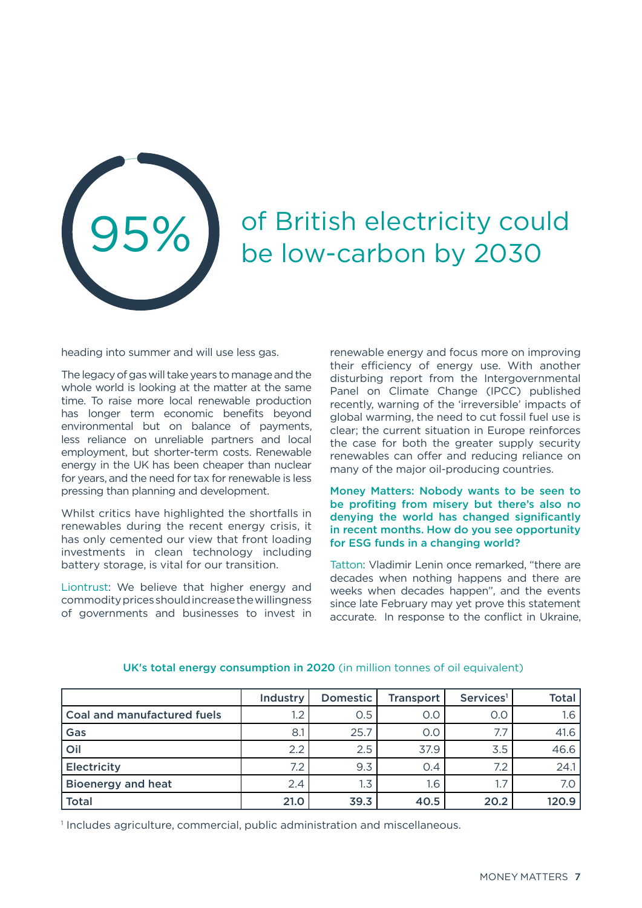**95%** of British electricity could be low-carbon by 2030

heading into summer and will use less gas.

The legacy of gas will take years to manage and the whole world is looking at the matter at the same time. To raise more local renewable production has longer term economic benefits beyond environmental but on balance of payments, less reliance on unreliable partners and local employment, but shorter-term costs. Renewable energy in the UK has been cheaper than nuclear for years, and the need for tax for renewable is less pressing than planning and development.

Whilst critics have highlighted the shortfalls in renewables during the recent energy crisis, it has only cemented our view that front loading investments in clean technology including battery storage, is vital for our transition.

Liontrust: We believe that higher energy and commodity prices should increase the willingness of governments and businesses to invest in renewable energy and focus more on improving their efficiency of energy use. With another disturbing report from the Intergovernmental Panel on Climate Change (IPCC) published recently, warning of the 'irreversible' impacts of global warming, the need to cut fossil fuel use is clear; the current situation in Europe reinforces the case for both the greater supply security renewables can offer and reducing reliance on many of the major oil-producing countries.

**Money Matters: Nobody wants to be seen to be profiting from misery but there's also no denying the world has changed significantly in recent months. How do you see opportunity for ESG funds in a changing world?**

Tatton: Vladimir Lenin once remarked, "there are decades when nothing happens and there are weeks when decades happen", and the events since late February may yet prove this statement accurate. In response to the conflict in Ukraine,

**UK's total energy consumption in 2020** (in million tonnes of oil equivalent)

| | Industry | Domestic | Transport | Services[1] | Total |
|---|---|---|---|---|---|
| **Coal and manufactured fuels** | 1.2 | 0.5 | 0.0 | 0.0 | 1.6 |
| **Gas** | 8.1 | 25.7 | 0.0 | 7.7 | 41.6 |
| **Oil** | 2.2 | 2.5 | 37.9 | 3.5 | 46.6 |
| **Electricity** | 7.2 | 9.3 | 0.4 | 7.2 | 24.1 |
| **Bioenergy and heat** | 2.4 | 1.3 | 1.6 | 1.7 | 7.0 |
| **Total** | **21.0** | **39.3** | **40.5** | **20.2** | **120.9** |

[1] Includes agriculture, commercial, public administration and miscellaneous.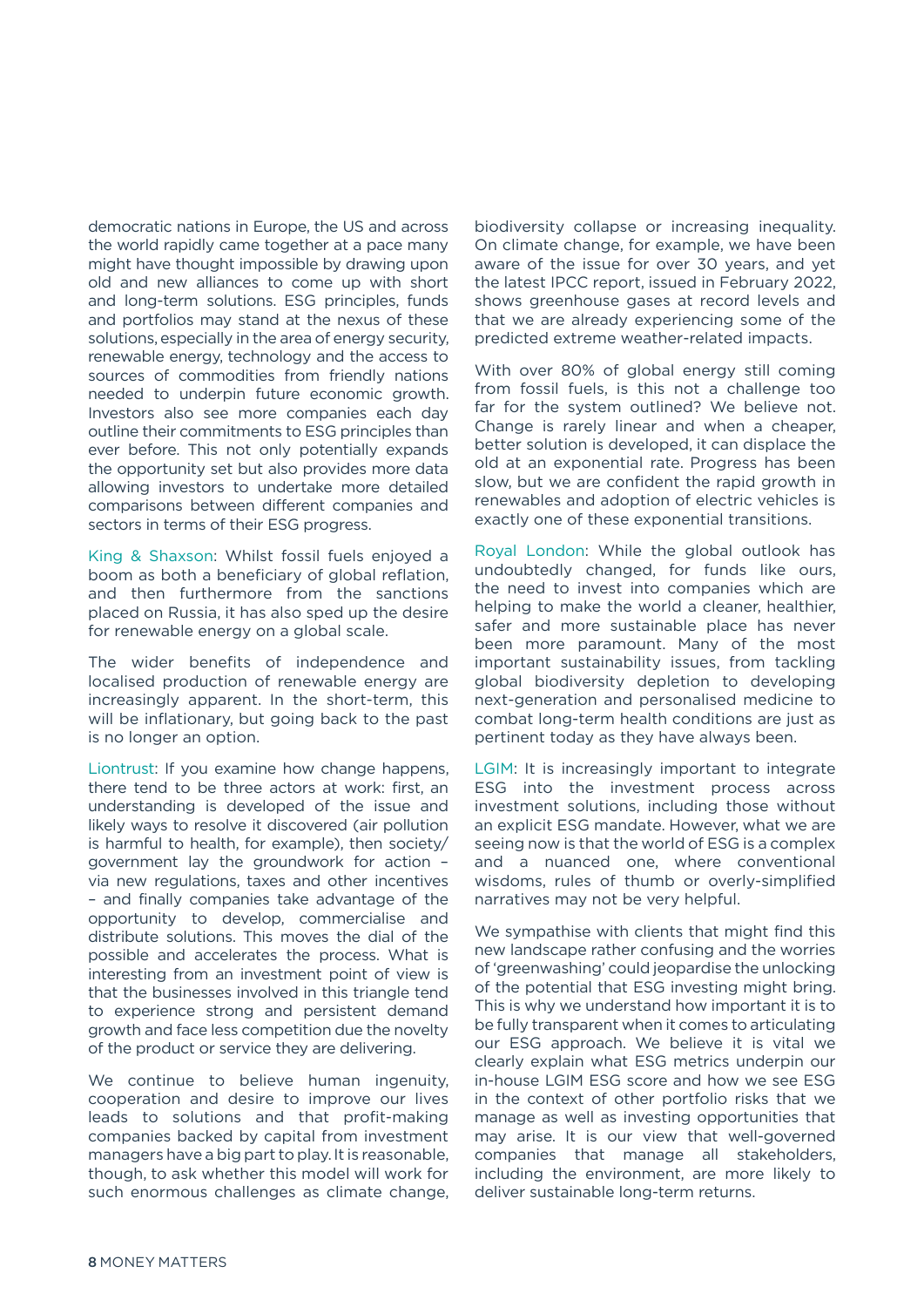democratic nations in Europe, the US and across the world rapidly came together at a pace many might have thought impossible by drawing upon old and new alliances to come up with short and long-term solutions. ESG principles, funds and portfolios may stand at the nexus of these solutions, especially in the area of energy security, renewable energy, technology and the access to sources of commodities from friendly nations needed to underpin future economic growth. Investors also see more companies each day outline their commitments to ESG principles than ever before. This not only potentially expands the opportunity set but also provides more data allowing investors to undertake more detailed comparisons between different companies and sectors in terms of their ESG progress.

King & Shaxson: Whilst fossil fuels enjoyed a boom as both a beneficiary of global reflation, and then furthermore from the sanctions placed on Russia, it has also sped up the desire for renewable energy on a global scale.

The wider benefits of independence and localised production of renewable energy are increasingly apparent. In the short-term, this will be inflationary, but going back to the past is no longer an option.

Liontrust: If you examine how change happens, there tend to be three actors at work: first, an understanding is developed of the issue and likely ways to resolve it discovered (air pollution is harmful to health, for example), then society/government lay the groundwork for action – via new regulations, taxes and other incentives – and finally companies take advantage of the opportunity to develop, commercialise and distribute solutions. This moves the dial of the possible and accelerates the process. What is interesting from an investment point of view is that the businesses involved in this triangle tend to experience strong and persistent demand growth and face less competition due the novelty of the product or service they are delivering.

We continue to believe human ingenuity, cooperation and desire to improve our lives leads to solutions and that profit-making companies backed by capital from investment managers have a big part to play. It is reasonable, though, to ask whether this model will work for such enormous challenges as climate change, biodiversity collapse or increasing inequality. On climate change, for example, we have been aware of the issue for over 30 years, and yet the latest IPCC report, issued in February 2022, shows greenhouse gases at record levels and that we are already experiencing some of the predicted extreme weather-related impacts.

With over 80% of global energy still coming from fossil fuels, is this not a challenge too far for the system outlined? We believe not. Change is rarely linear and when a cheaper, better solution is developed, it can displace the old at an exponential rate. Progress has been slow, but we are confident the rapid growth in renewables and adoption of electric vehicles is exactly one of these exponential transitions.

Royal London: While the global outlook has undoubtedly changed, for funds like ours, the need to invest into companies which are helping to make the world a cleaner, healthier, safer and more sustainable place has never been more paramount. Many of the most important sustainability issues, from tackling global biodiversity depletion to developing next-generation and personalised medicine to combat long-term health conditions are just as pertinent today as they have always been.

LGIM: It is increasingly important to integrate ESG into the investment process across investment solutions, including those without an explicit ESG mandate. However, what we are seeing now is that the world of ESG is a complex and a nuanced one, where conventional wisdoms, rules of thumb or overly-simplified narratives may not be very helpful.

We sympathise with clients that might find this new landscape rather confusing and the worries of 'greenwashing' could jeopardise the unlocking of the potential that ESG investing might bring. This is why we understand how important it is to be fully transparent when it comes to articulating our ESG approach. We believe it is vital we clearly explain what ESG metrics underpin our in-house LGIM ESG score and how we see ESG in the context of other portfolio risks that we manage as well as investing opportunities that may arise. It is our view that well-governed companies that manage all stakeholders, including the environment, are more likely to deliver sustainable long-term returns.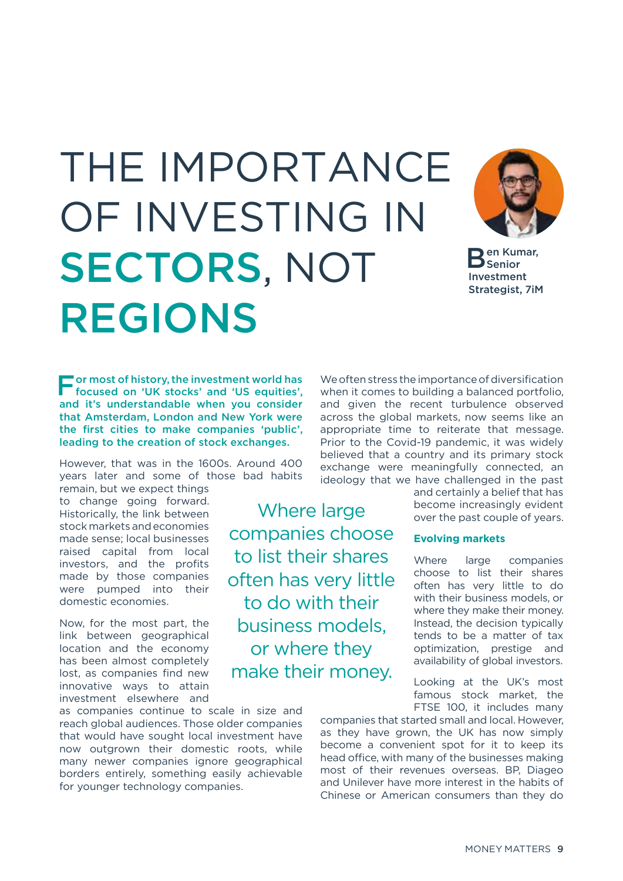# THE IMPORTANCE OF INVESTING IN SECTORS, NOT REGIONS

**Ben Kumar, Senior Investment Strategist, 7iM**

**For most of history, the investment world has focused on 'UK stocks' and 'US equities', and it's understandable when you consider that Amsterdam, London and New York were the first cities to make companies 'public', leading to the creation of stock exchanges.**

However, that was in the 1600s. Around 400 years later and some of those bad habits remain, but we expect things to change going forward. Historically, the link between stock markets and economies made sense; local businesses raised capital from local investors, and the profits made by those companies were pumped into their domestic economies.

Now, for the most part, the link between geographical location and the economy has been almost completely lost, as companies find new innovative ways to attain investment elsewhere and as companies continue to scale in size and reach global audiences. Those older companies that would have sought local investment have now outgrown their domestic roots, while many newer companies ignore geographical borders entirely, something easily achievable for younger technology companies.

> Where large companies choose to list their shares often has very little to do with their business models, or where they make their money.

We often stress the importance of diversification when it comes to building a balanced portfolio, and given the recent turbulence observed across the global markets, now seems like an appropriate time to reiterate that message. Prior to the Covid-19 pandemic, it was widely believed that a country and its primary stock exchange were meaningfully connected, an ideology that we have challenged in the past and certainly a belief that has become increasingly evident over the past couple of years.

### Evolving markets

Where large companies choose to list their shares often has very little to do with their business models, or where they make their money. Instead, the decision typically tends to be a matter of tax optimization, prestige and availability of global investors.

Looking at the UK's most famous stock market, the FTSE 100, it includes many companies that started small and local. However, as they have grown, the UK has now simply become a convenient spot for it to keep its head office, with many of the businesses making most of their revenues overseas. BP, Diageo and Unilever have more interest in the habits of Chinese or American consumers than they do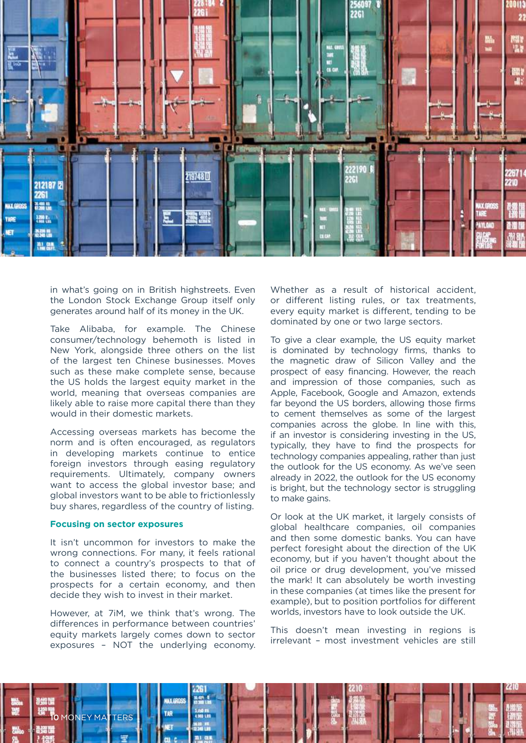in what's going on in British highstreets. Even the London Stock Exchange Group itself only generates around half of its money in the UK.

Take Alibaba, for example. The Chinese consumer/technology behemoth is listed in New York, alongside three others on the list of the largest ten Chinese businesses. Moves such as these make complete sense, because the US holds the largest equity market in the world, meaning that overseas companies are likely able to raise more capital there than they would in their domestic markets.

Accessing overseas markets has become the norm and is often encouraged, as regulators in developing markets continue to entice foreign investors through easing regulatory requirements. Ultimately, company owners want to access the global investor base; and global investors want to be able to frictionlessly buy shares, regardless of the country of listing.

### Focusing on sector exposures

It isn't uncommon for investors to make the wrong connections. For many, it feels rational to connect a country's prospects to that of the businesses listed there; to focus on the prospects for a certain economy, and then decide they wish to invest in their market.

However, at 7iM, we think that's wrong. The differences in performance between countries' equity markets largely comes down to sector exposures – NOT the underlying economy. Whether as a result of historical accident, or different listing rules, or tax treatments, every equity market is different, tending to be dominated by one or two large sectors.

To give a clear example, the US equity market is dominated by technology firms, thanks to the magnetic draw of Silicon Valley and the prospect of easy financing. However, the reach and impression of those companies, such as Apple, Facebook, Google and Amazon, extends far beyond the US borders, allowing those firms to cement themselves as some of the largest companies across the globe. In line with this, if an investor is considering investing in the US, typically, they have to find the prospects for technology companies appealing, rather than just the outlook for the US economy. As we've seen already in 2022, the outlook for the US economy is bright, but the technology sector is struggling to make gains.

Or look at the UK market, it largely consists of global healthcare companies, oil companies and then some domestic banks. You can have perfect foresight about the direction of the UK economy, but if you haven't thought about the oil price or drug development, you've missed the mark! It can absolutely be worth investing in these companies (at times like the present for example), but to position portfolios for different worlds, investors have to look outside the UK.

This doesn't mean investing in regions is irrelevant – most investment vehicles are still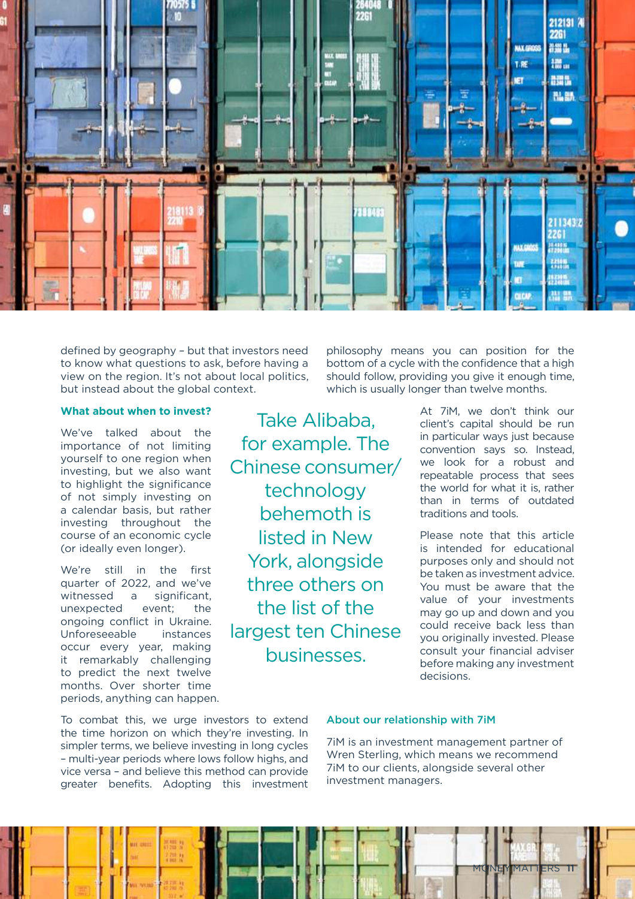defined by geography – but that investors need to know what questions to ask, before having a view on the region. It's not about local politics, but instead about the global context.

philosophy means you can position for the bottom of a cycle with the confidence that a high should follow, providing you give it enough time, which is usually longer than twelve months.

### What about when to invest?

We've talked about the importance of not limiting yourself to one region when investing, but we also want to highlight the significance of not simply investing on a calendar basis, but rather investing throughout the course of an economic cycle (or ideally even longer).

We're still in the first quarter of 2022, and we've witnessed a significant, unexpected event; the ongoing conflict in Ukraine. Unforeseeable instances occur every year, making it remarkably challenging to predict the next twelve months. Over shorter time periods, anything can happen.

To combat this, we urge investors to extend the time horizon on which they're investing. In simpler terms, we believe investing in long cycles – multi-year periods where lows follow highs, and vice versa – and believe this method can provide greater benefits. Adopting this investment

> Take Alibaba, for example. The Chinese consumer/technology behemoth is listed in New York, alongside three others on the list of the largest ten Chinese businesses.

At 7iM, we don't think our client's capital should be run in particular ways just because convention says so. Instead, we look for a robust and repeatable process that sees the world for what it is, rather than in terms of outdated traditions and tools.

Please note that this article is intended for educational purposes only and should not be taken as investment advice. You must be aware that the value of your investments may go up and down and you could receive back less than you originally invested. Please consult your financial adviser before making any investment decisions.

### About our relationship with 7iM

7iM is an investment management partner of Wren Sterling, which means we recommend 7iM to our clients, alongside several other investment managers.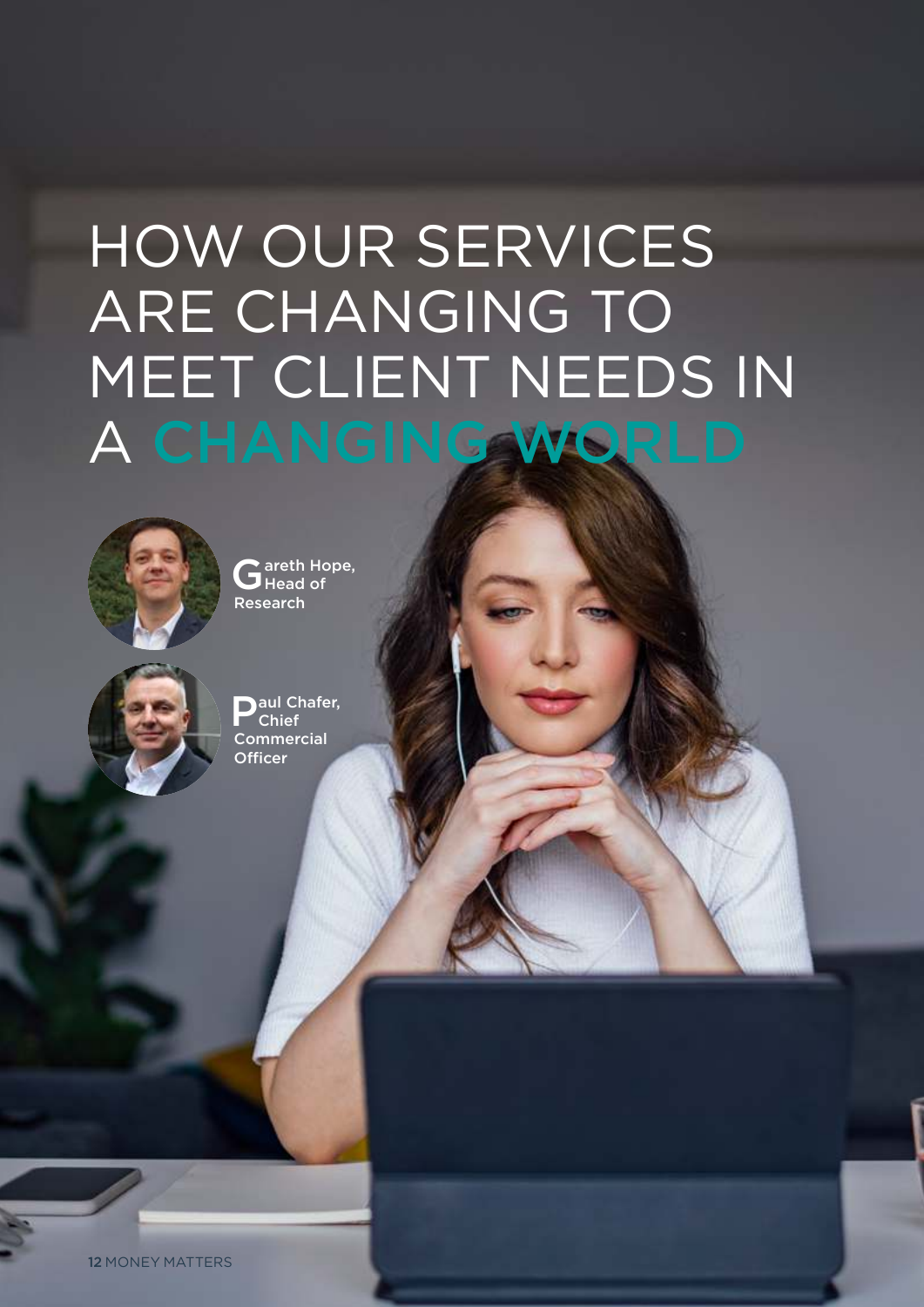# HOW OUR SERVICES ARE CHANGING TO MEET CLIENT NEEDS IN A CHANGING WORLD

Gareth Hope, Head of Research

Paul Chafer, Chief Commercial Officer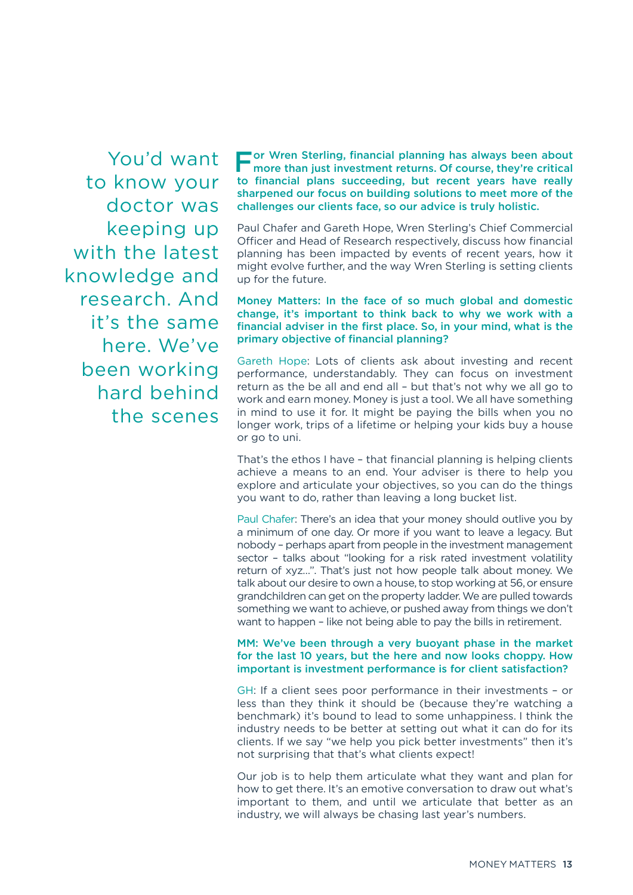You'd want to know your doctor was keeping up with the latest knowledge and research. And it's the same here. We've been working hard behind the scenes

**For Wren Sterling, financial planning has always been about more than just investment returns. Of course, they're critical to financial plans succeeding, but recent years have really sharpened our focus on building solutions to meet more of the challenges our clients face, so our advice is truly holistic.**

Paul Chafer and Gareth Hope, Wren Sterling's Chief Commercial Officer and Head of Research respectively, discuss how financial planning has been impacted by events of recent years, how it might evolve further, and the way Wren Sterling is setting clients up for the future.

**Money Matters: In the face of so much global and domestic change, it's important to think back to why we work with a financial adviser in the first place. So, in your mind, what is the primary objective of financial planning?**

Gareth Hope: Lots of clients ask about investing and recent performance, understandably. They can focus on investment return as the be all and end all – but that's not why we all go to work and earn money. Money is just a tool. We all have something in mind to use it for. It might be paying the bills when you no longer work, trips of a lifetime or helping your kids buy a house or go to uni.

That's the ethos I have – that financial planning is helping clients achieve a means to an end. Your adviser is there to help you explore and articulate your objectives, so you can do the things you want to do, rather than leaving a long bucket list.

Paul Chafer: There's an idea that your money should outlive you by a minimum of one day. Or more if you want to leave a legacy. But nobody – perhaps apart from people in the investment management sector – talks about "looking for a risk rated investment volatility return of xyz...". That's just not how people talk about money. We talk about our desire to own a house, to stop working at 56, or ensure grandchildren can get on the property ladder. We are pulled towards something we want to achieve, or pushed away from things we don't want to happen – like not being able to pay the bills in retirement.

**MM: We've been through a very buoyant phase in the market for the last 10 years, but the here and now looks choppy. How important is investment performance is for client satisfaction?**

GH: If a client sees poor performance in their investments – or less than they think it should be (because they're watching a benchmark) it's bound to lead to some unhappiness. I think the industry needs to be better at setting out what it can do for its clients. If we say "we help you pick better investments" then it's not surprising that that's what clients expect!

Our job is to help them articulate what they want and plan for how to get there. It's an emotive conversation to draw out what's important to them, and until we articulate that better as an industry, we will always be chasing last year's numbers.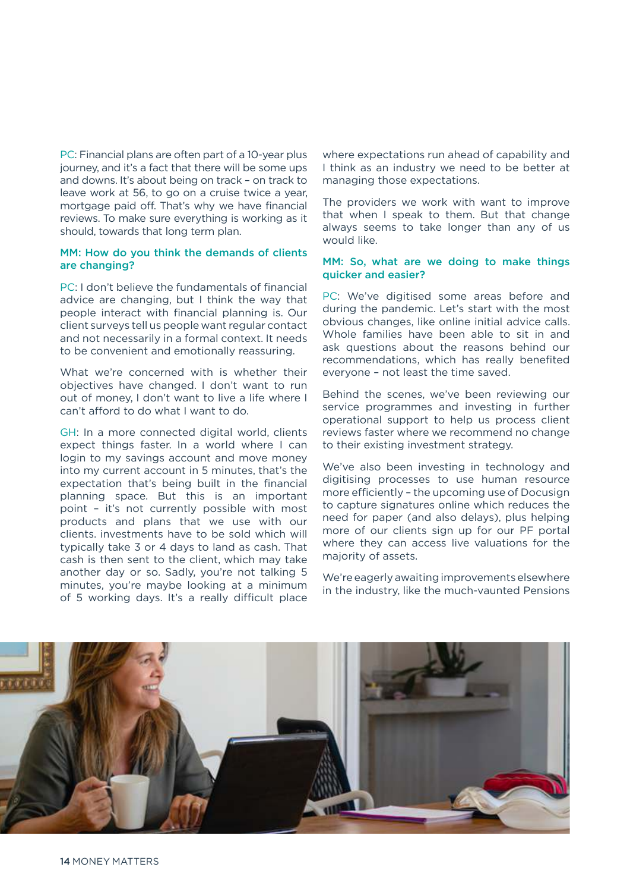PC: Financial plans are often part of a 10-year plus journey, and it's a fact that there will be some ups and downs. It's about being on track – on track to leave work at 56, to go on a cruise twice a year, mortgage paid off. That's why we have financial reviews. To make sure everything is working as it should, towards that long term plan.

**MM: How do you think the demands of clients are changing?**

PC: I don't believe the fundamentals of financial advice are changing, but I think the way that people interact with financial planning is. Our client surveys tell us people want regular contact and not necessarily in a formal context. It needs to be convenient and emotionally reassuring.

What we're concerned with is whether their objectives have changed. I don't want to run out of money, I don't want to live a life where I can't afford to do what I want to do.

GH: In a more connected digital world, clients expect things faster. In a world where I can login to my savings account and move money into my current account in 5 minutes, that's the expectation that's being built in the financial planning space. But this is an important point – it's not currently possible with most products and plans that we use with our clients. investments have to be sold which will typically take 3 or 4 days to land as cash. That cash is then sent to the client, which may take another day or so. Sadly, you're not talking 5 minutes, you're maybe looking at a minimum of 5 working days. It's a really difficult place where expectations run ahead of capability and I think as an industry we need to be better at managing those expectations.

The providers we work with want to improve that when I speak to them. But that change always seems to take longer than any of us would like.

**MM: So, what are we doing to make things quicker and easier?**

PC: We've digitised some areas before and during the pandemic. Let's start with the most obvious changes, like online initial advice calls. Whole families have been able to sit in and ask questions about the reasons behind our recommendations, which has really benefited everyone – not least the time saved.

Behind the scenes, we've been reviewing our service programmes and investing in further operational support to help us process client reviews faster where we recommend no change to their existing investment strategy.

We've also been investing in technology and digitising processes to use human resource more efficiently – the upcoming use of Docusign to capture signatures online which reduces the need for paper (and also delays), plus helping more of our clients sign up for our PF portal where they can access live valuations for the majority of assets.

We're eagerly awaiting improvements elsewhere in the industry, like the much-vaunted Pensions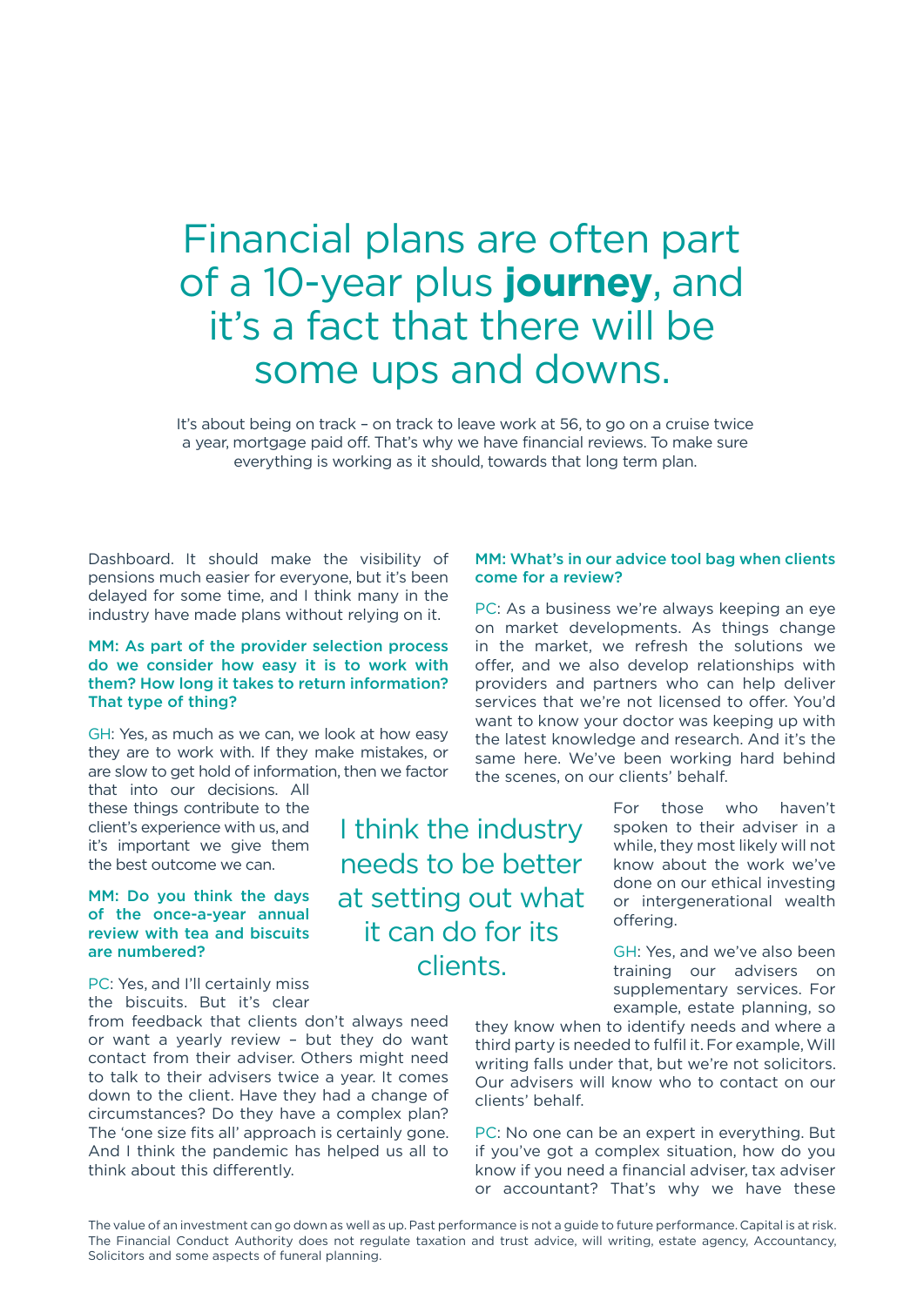# Financial plans are often part of a 10-year plus **journey**, and it's a fact that there will be some ups and downs.

It's about being on track – on track to leave work at 56, to go on a cruise twice a year, mortgage paid off. That's why we have financial reviews. To make sure everything is working as it should, towards that long term plan.

Dashboard. It should make the visibility of pensions much easier for everyone, but it's been delayed for some time, and I think many in the industry have made plans without relying on it.

**MM: As part of the provider selection process do we consider how easy it is to work with them? How long it takes to return information? That type of thing?**

GH: Yes, as much as we can, we look at how easy they are to work with. If they make mistakes, or are slow to get hold of information, then we factor that into our decisions. All these things contribute to the client's experience with us, and it's important we give them the best outcome we can.

**MM: Do you think the days of the once-a-year annual review with tea and biscuits are numbered?**

PC: Yes, and I'll certainly miss the biscuits. But it's clear from feedback that clients don't always need or want a yearly review – but they do want contact from their adviser. Others might need to talk to their advisers twice a year. It comes down to the client. Have they had a change of circumstances? Do they have a complex plan? The 'one size fits all' approach is certainly gone. And I think the pandemic has helped us all to think about this differently.

> I think the industry needs to be better at setting out what it can do for its clients.

**MM: What's in our advice tool bag when clients come for a review?**

PC: As a business we're always keeping an eye on market developments. As things change in the market, we refresh the solutions we offer, and we also develop relationships with providers and partners who can help deliver services that we're not licensed to offer. You'd want to know your doctor was keeping up with the latest knowledge and research. And it's the same here. We've been working hard behind the scenes, on our clients' behalf.

For those who haven't spoken to their adviser in a while, they most likely will not know about the work we've done on our ethical investing or intergenerational wealth offering.

GH: Yes, and we've also been training our advisers on supplementary services. For example, estate planning, so they know when to identify needs and where a third party is needed to fulfil it. For example, Will writing falls under that, but we're not solicitors. Our advisers will know who to contact on our clients' behalf.

PC: No one can be an expert in everything. But if you've got a complex situation, how do you know if you need a financial adviser, tax adviser or accountant? That's why we have these

The value of an investment can go down as well as up. Past performance is not a guide to future performance. Capital is at risk. The Financial Conduct Authority does not regulate taxation and trust advice, will writing, estate agency, Accountancy, Solicitors and some aspects of funeral planning.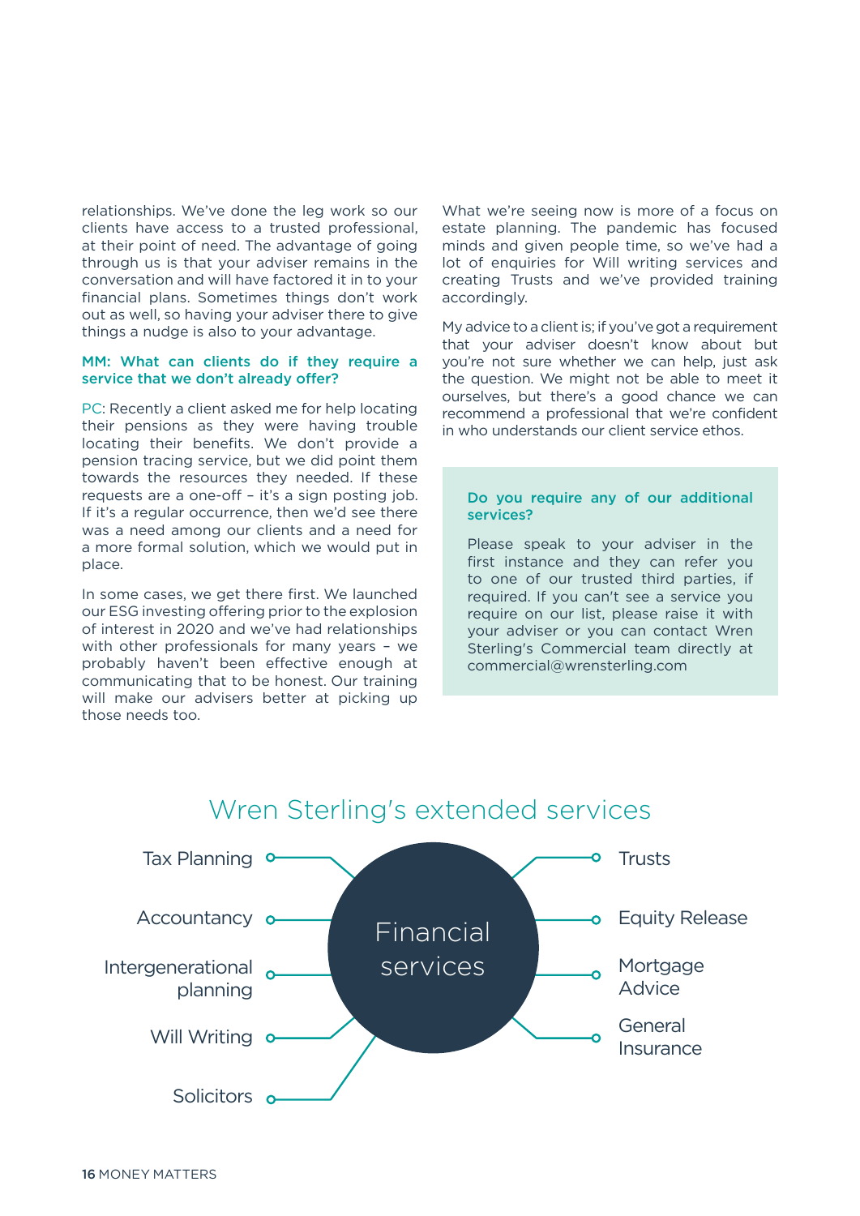relationships. We've done the leg work so our clients have access to a trusted professional, at their point of need. The advantage of going through us is that your adviser remains in the conversation and will have factored it in to your financial plans. Sometimes things don't work out as well, so having your adviser there to give things a nudge is also to your advantage.

**MM: What can clients do if they require a service that we don't already offer?**

PC: Recently a client asked me for help locating their pensions as they were having trouble locating their benefits. We don't provide a pension tracing service, but we did point them towards the resources they needed. If these requests are a one-off – it's a sign posting job. If it's a regular occurrence, then we'd see there was a need among our clients and a need for a more formal solution, which we would put in place.

In some cases, we get there first. We launched our ESG investing offering prior to the explosion of interest in 2020 and we've had relationships with other professionals for many years – we probably haven't been effective enough at communicating that to be honest. Our training will make our advisers better at picking up those needs too.

What we're seeing now is more of a focus on estate planning. The pandemic has focused minds and given people time, so we've had a lot of enquiries for Will writing services and creating Trusts and we've provided training accordingly.

My advice to a client is; if you've got a requirement that your adviser doesn't know about but you're not sure whether we can help, just ask the question. We might not be able to meet it ourselves, but there's a good chance we can recommend a professional that we're confident in who understands our client service ethos.

**Do you require any of our additional services?**

Please speak to your adviser in the first instance and they can refer you to one of our trusted third parties, if required. If you can't see a service you require on our list, please raise it with your adviser or you can contact Wren Sterling's Commercial team directly at commercial@wrensterling.com

## Wren Sterling's extended services

Financial services

- Tax Planning
- Accountancy
- Intergenerational planning
- Will Writing
- Solicitors
- Trusts
- Equity Release
- Mortgage Advice
- General Insurance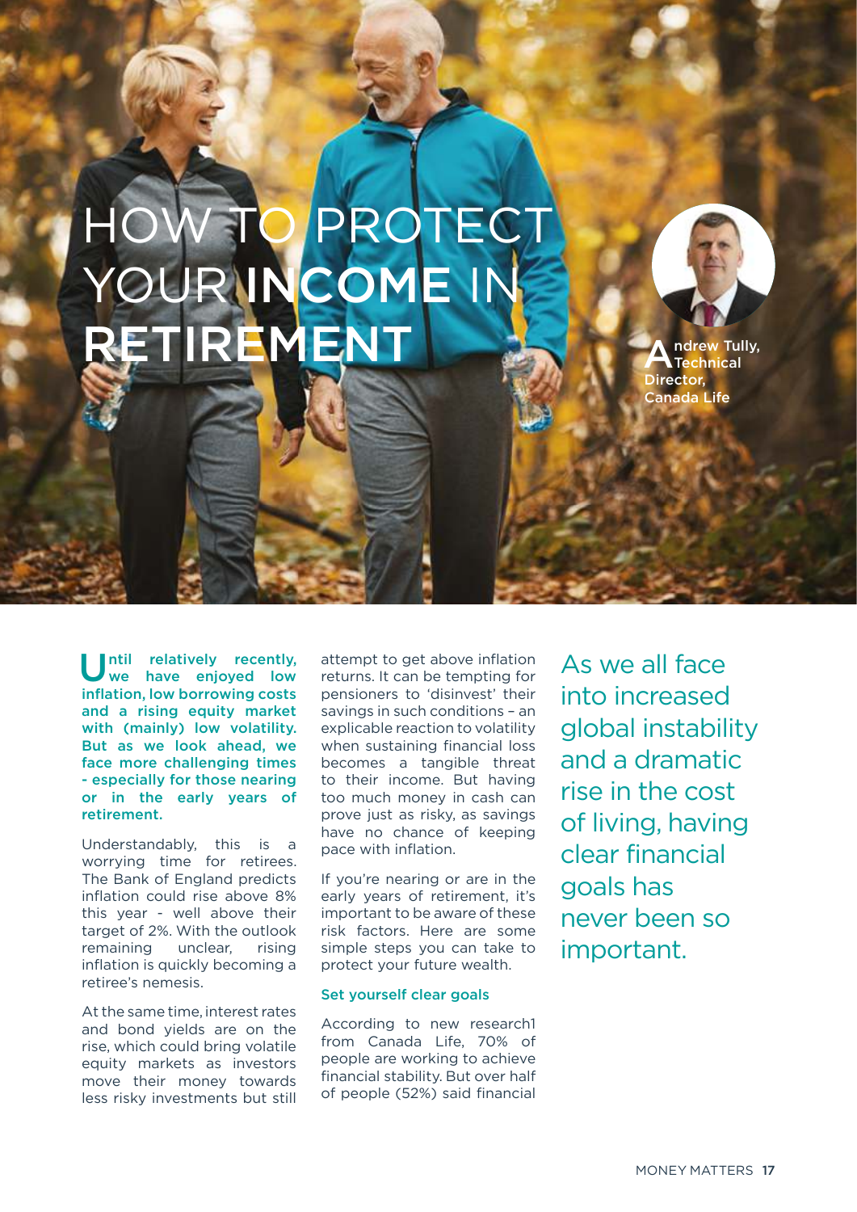# HOW TO PROTECT YOUR **INCOME** IN **RETIREMENT**

Andrew Tully, Technical Director, Canada Life

**Until relatively recently, we have enjoyed low inflation, low borrowing costs and a rising equity market with (mainly) low volatility. But as we look ahead, we face more challenging times - especially for those nearing or in the early years of retirement.**

Understandably, this is a worrying time for retirees. The Bank of England predicts inflation could rise above 8% this year - well above their target of 2%. With the outlook remaining unclear, rising inflation is quickly becoming a retiree's nemesis.

At the same time, interest rates and bond yields are on the rise, which could bring volatile equity markets as investors move their money towards less risky investments but still attempt to get above inflation returns. It can be tempting for pensioners to 'disinvest' their savings in such conditions – an explicable reaction to volatility when sustaining financial loss becomes a tangible threat to their income. But having too much money in cash can prove just as risky, as savings have no chance of keeping pace with inflation.

If you're nearing or are in the early years of retirement, it's important to be aware of these risk factors. Here are some simple steps you can take to protect your future wealth.

### Set yourself clear goals

According to new research[1] from Canada Life, 70% of people are working to achieve financial stability. But over half of people (52%) said financial

> As we all face into increased global instability and a dramatic rise in the cost of living, having clear financial goals has never been so important.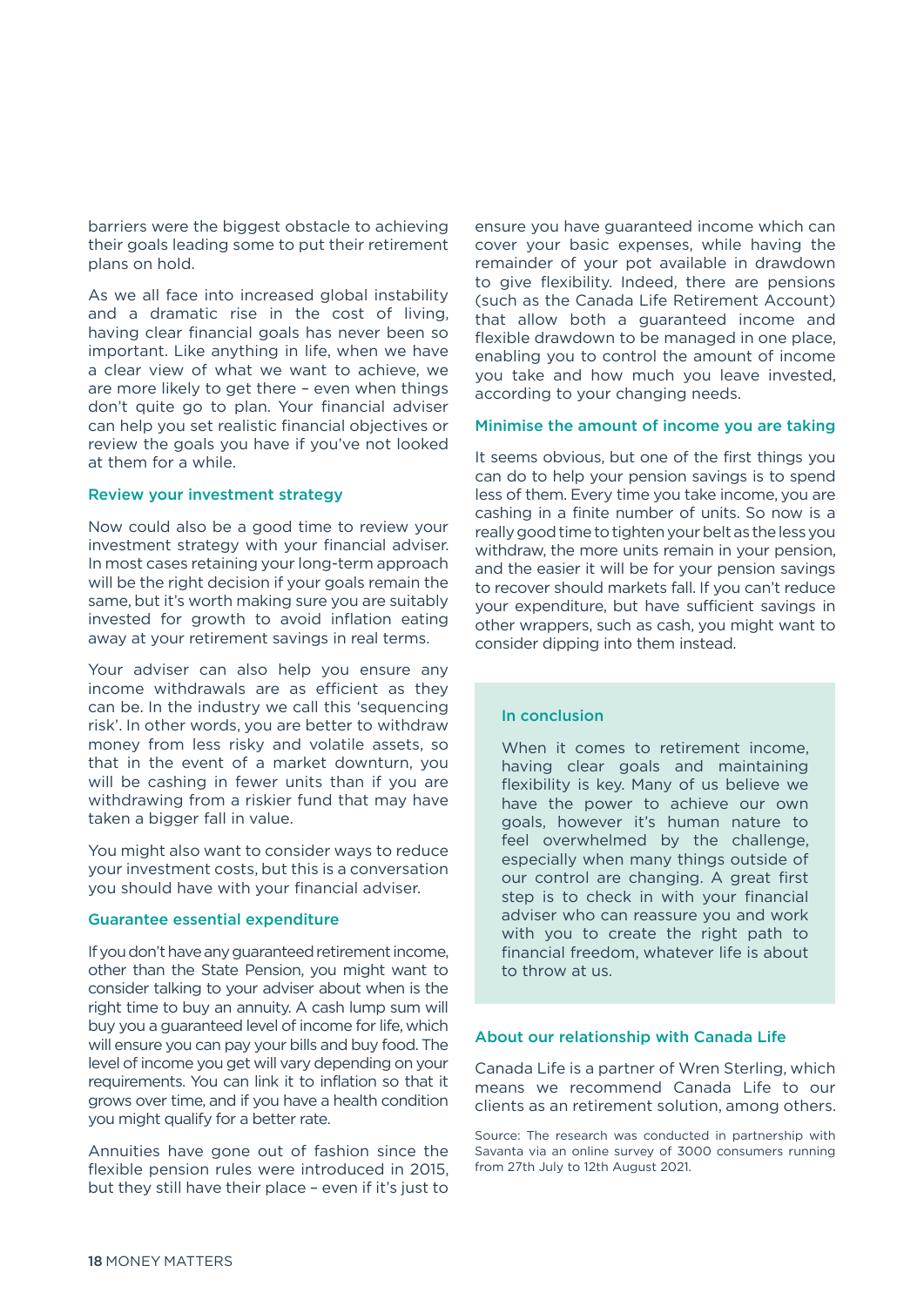barriers were the biggest obstacle to achieving their goals leading some to put their retirement plans on hold.

As we all face into increased global instability and a dramatic rise in the cost of living, having clear financial goals has never been so important. Like anything in life, when we have a clear view of what we want to achieve, we are more likely to get there – even when things don't quite go to plan. Your financial adviser can help you set realistic financial objectives or review the goals you have if you've not looked at them for a while.

### Review your investment strategy

Now could also be a good time to review your investment strategy with your financial adviser. In most cases retaining your long-term approach will be the right decision if your goals remain the same, but it's worth making sure you are suitably invested for growth to avoid inflation eating away at your retirement savings in real terms.

Your adviser can also help you ensure any income withdrawals are as efficient as they can be. In the industry we call this 'sequencing risk'. In other words, you are better to withdraw money from less risky and volatile assets, so that in the event of a market downturn, you will be cashing in fewer units than if you are withdrawing from a riskier fund that may have taken a bigger fall in value.

You might also want to consider ways to reduce your investment costs, but this is a conversation you should have with your financial adviser.

### Guarantee essential expenditure

If you don't have any guaranteed retirement income, other than the State Pension, you might want to consider talking to your adviser about when is the right time to buy an annuity. A cash lump sum will buy you a guaranteed level of income for life, which will ensure you can pay your bills and buy food. The level of income you get will vary depending on your requirements. You can link it to inflation so that it grows over time, and if you have a health condition you might qualify for a better rate.

Annuities have gone out of fashion since the flexible pension rules were introduced in 2015, but they still have their place – even if it's just to ensure you have guaranteed income which can cover your basic expenses, while having the remainder of your pot available in drawdown to give flexibility. Indeed, there are pensions (such as the Canada Life Retirement Account) that allow both a guaranteed income and flexible drawdown to be managed in one place, enabling you to control the amount of income you take and how much you leave invested, according to your changing needs.

### Minimise the amount of income you are taking

It seems obvious, but one of the first things you can do to help your pension savings is to spend less of them. Every time you take income, you are cashing in a finite number of units. So now is a really good time to tighten your belt as the less you withdraw, the more units remain in your pension, and the easier it will be for your pension savings to recover should markets fall. If you can't reduce your expenditure, but have sufficient savings in other wrappers, such as cash, you might want to consider dipping into them instead.

### In conclusion

When it comes to retirement income, having clear goals and maintaining flexibility is key. Many of us believe we have the power to achieve our own goals, however it's human nature to feel overwhelmed by the challenge, especially when many things outside of our control are changing. A great first step is to check in with your financial adviser who can reassure you and work with you to create the right path to financial freedom, whatever life is about to throw at us.

### About our relationship with Canada Life

Canada Life is a partner of Wren Sterling, which means we recommend Canada Life to our clients as an retirement solution, among others.

Source: The research was conducted in partnership with Savanta via an online survey of 3000 consumers running from 27th July to 12th August 2021.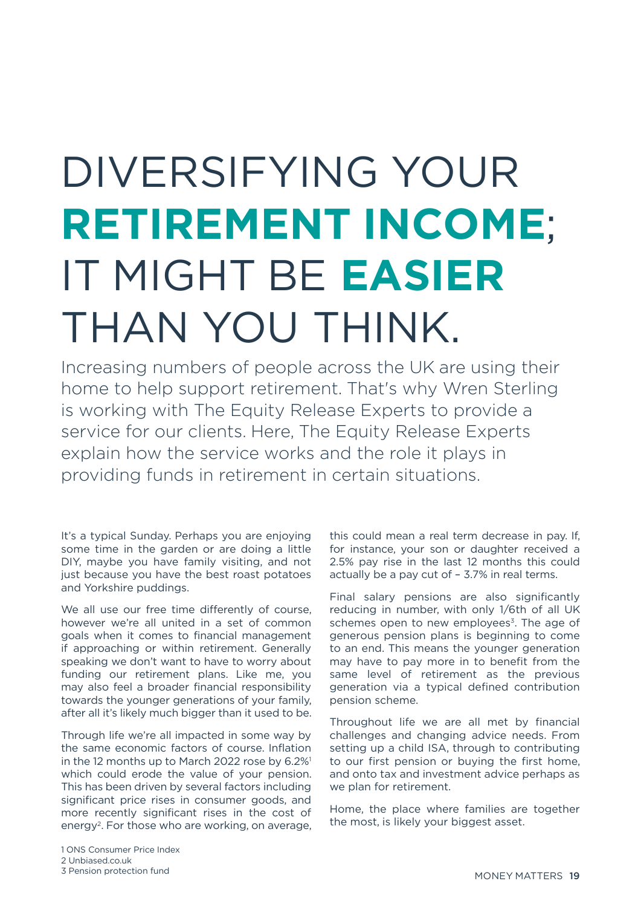# DIVERSIFYING YOUR **RETIREMENT INCOME**; IT MIGHT BE **EASIER** THAN YOU THINK.

Increasing numbers of people across the UK are using their home to help support retirement. That's why Wren Sterling is working with The Equity Release Experts to provide a service for our clients. Here, The Equity Release Experts explain how the service works and the role it plays in providing funds in retirement in certain situations.

It's a typical Sunday. Perhaps you are enjoying some time in the garden or are doing a little DIY, maybe you have family visiting, and not just because you have the best roast potatoes and Yorkshire puddings.

We all use our free time differently of course, however we're all united in a set of common goals when it comes to financial management if approaching or within retirement. Generally speaking we don't want to have to worry about funding our retirement plans. Like me, you may also feel a broader financial responsibility towards the younger generations of your family, after all it's likely much bigger than it used to be.

Through life we're all impacted in some way by the same economic factors of course. Inflation in the 12 months up to March 2022 rose by 6.2%[1] which could erode the value of your pension. This has been driven by several factors including significant price rises in consumer goods, and more recently significant rises in the cost of energy[2]. For those who are working, on average, this could mean a real term decrease in pay. If, for instance, your son or daughter received a 2.5% pay rise in the last 12 months this could actually be a pay cut of – 3.7% in real terms.

Final salary pensions are also significantly reducing in number, with only 1/6th of all UK schemes open to new employees[3]. The age of generous pension plans is beginning to come to an end. This means the younger generation may have to pay more in to benefit from the same level of retirement as the previous generation via a typical defined contribution pension scheme.

Throughout life we are all met by financial challenges and changing advice needs. From setting up a child ISA, through to contributing to our first pension or buying the first home, and onto tax and investment advice perhaps as we plan for retirement.

Home, the place where families are together the most, is likely your biggest asset.

1 ONS Consumer Price Index
2 Unbiased.co.uk
3 Pension protection fund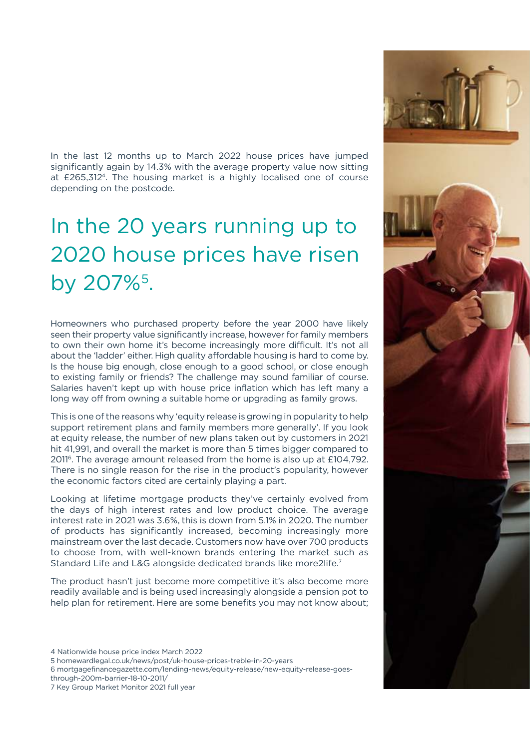In the last 12 months up to March 2022 house prices have jumped significantly again by 14.3% with the average property value now sitting at £265,312[4]. The housing market is a highly localised one of course depending on the postcode.

## In the 20 years running up to 2020 house prices have risen by 207%[5].

Homeowners who purchased property before the year 2000 have likely seen their property value significantly increase, however for family members to own their own home it's become increasingly more difficult. It's not all about the 'ladder' either. High quality affordable housing is hard to come by. Is the house big enough, close enough to a good school, or close enough to existing family or friends? The challenge may sound familiar of course. Salaries haven't kept up with house price inflation which has left many a long way off from owning a suitable home or upgrading as family grows.

This is one of the reasons why 'equity release is growing in popularity to help support retirement plans and family members more generally'. If you look at equity release, the number of new plans taken out by customers in 2021 hit 41,991, and overall the market is more than 5 times bigger compared to 2011[6]. The average amount released from the home is also up at £104,792. There is no single reason for the rise in the product's popularity, however the economic factors cited are certainly playing a part.

Looking at lifetime mortgage products they've certainly evolved from the days of high interest rates and low product choice. The average interest rate in 2021 was 3.6%, this is down from 5.1% in 2020. The number of products has significantly increased, becoming increasingly more mainstream over the last decade. Customers now have over 700 products to choose from, with well-known brands entering the market such as Standard Life and L&G alongside dedicated brands like more2life.[7]

The product hasn't just become more competitive it's also become more readily available and is being used increasingly alongside a pension pot to help plan for retirement. Here are some benefits you may not know about;

4 Nationwide house price index March 2022
5 homewardlegal.co.uk/news/post/uk-house-prices-treble-in-20-years
6 mortgagefinancegazette.com/lending-news/equity-release/new-equity-release-goes-through-200m-barrier-18-10-2011/
7 Key Group Market Monitor 2021 full year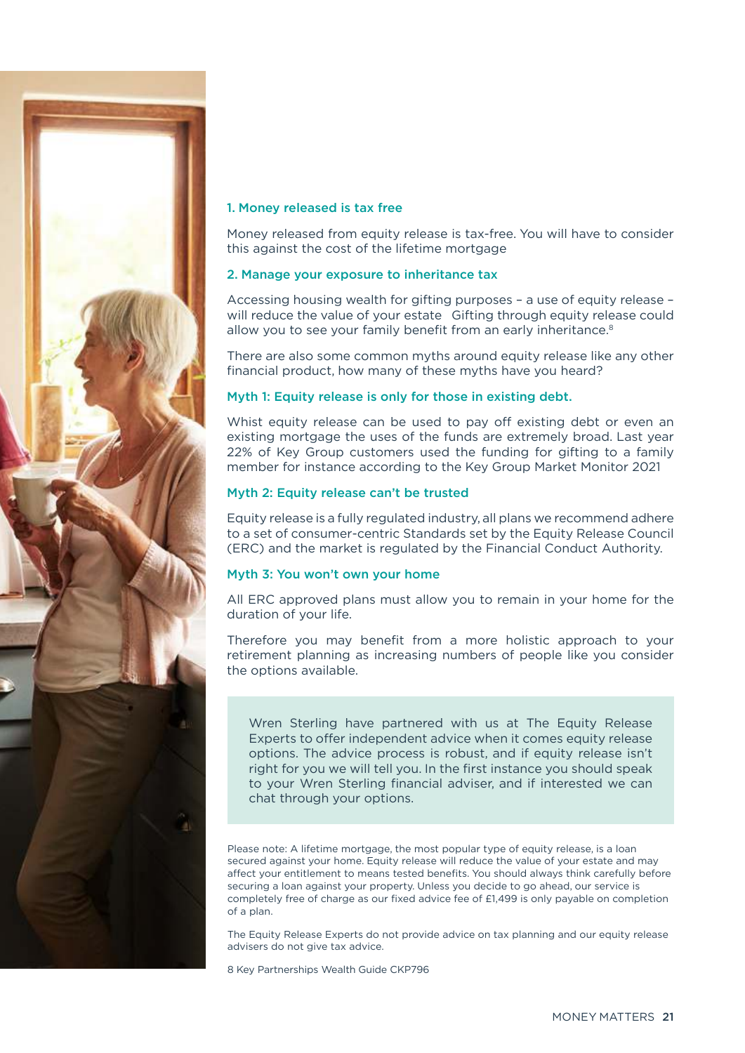### 1. Money released is tax free

Money released from equity release is tax-free. You will have to consider this against the cost of the lifetime mortgage

### 2. Manage your exposure to inheritance tax

Accessing housing wealth for gifting purposes – a use of equity release – will reduce the value of your estate  Gifting through equity release could allow you to see your family benefit from an early inheritance.[8]

There are also some common myths around equity release like any other financial product, how many of these myths have you heard?

### Myth 1: Equity release is only for those in existing debt.

Whist equity release can be used to pay off existing debt or even an existing mortgage the uses of the funds are extremely broad. Last year 22% of Key Group customers used the funding for gifting to a family member for instance according to the Key Group Market Monitor 2021

### Myth 2: Equity release can't be trusted

Equity release is a fully regulated industry, all plans we recommend adhere to a set of consumer-centric Standards set by the Equity Release Council (ERC) and the market is regulated by the Financial Conduct Authority.

### Myth 3: You won't own your home

All ERC approved plans must allow you to remain in your home for the duration of your life.

Therefore you may benefit from a more holistic approach to your retirement planning as increasing numbers of people like you consider the options available.

> Wren Sterling have partnered with us at The Equity Release Experts to offer independent advice when it comes equity release options. The advice process is robust, and if equity release isn't right for you we will tell you. In the first instance you should speak to your Wren Sterling financial adviser, and if interested we can chat through your options.

Please note: A lifetime mortgage, the most popular type of equity release, is a loan secured against your home. Equity release will reduce the value of your estate and may affect your entitlement to means tested benefits. You should always think carefully before securing a loan against your property. Unless you decide to go ahead, our service is completely free of charge as our fixed advice fee of £1,499 is only payable on completion of a plan.

The Equity Release Experts do not provide advice on tax planning and our equity release advisers do not give tax advice.

8 Key Partnerships Wealth Guide CKP796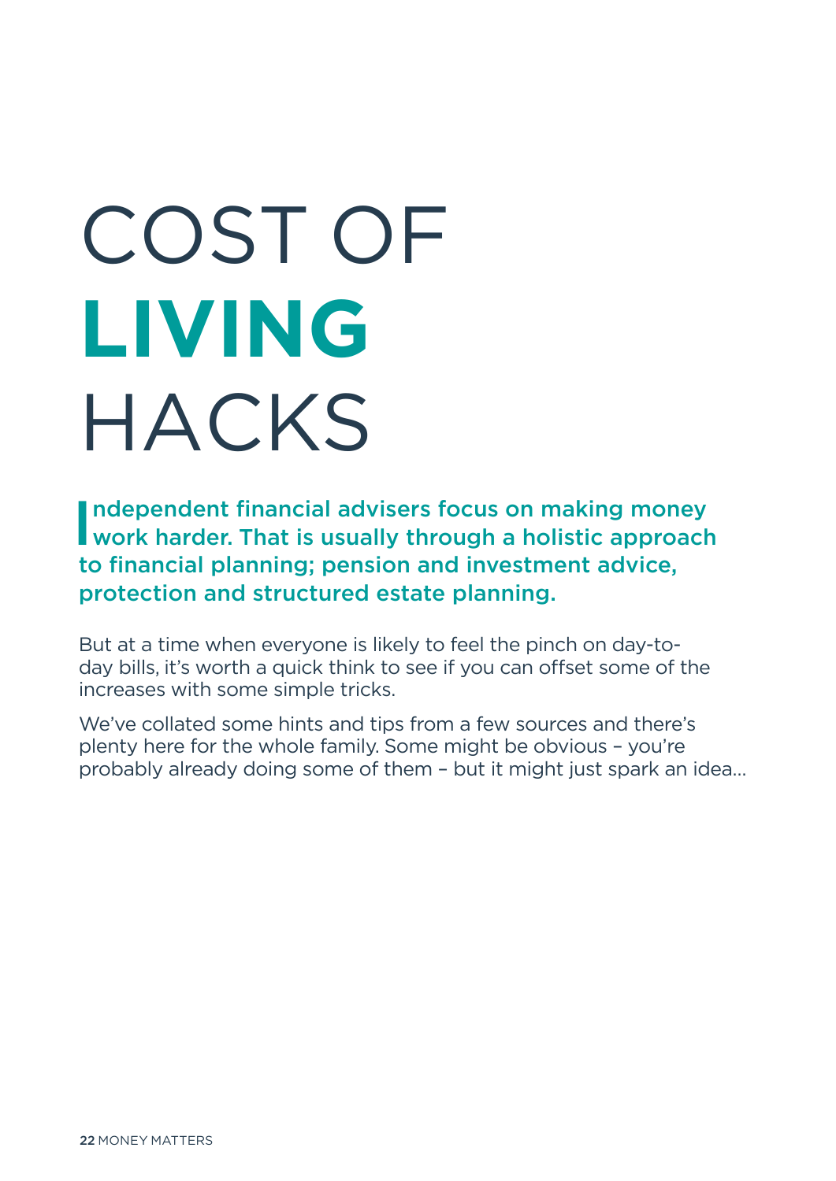# COST OF **LIVING** HACKS

**Independent financial advisers focus on making money work harder. That is usually through a holistic approach to financial planning; pension and investment advice, protection and structured estate planning.**

But at a time when everyone is likely to feel the pinch on day-to-day bills, it's worth a quick think to see if you can offset some of the increases with some simple tricks.

We've collated some hints and tips from a few sources and there's plenty here for the whole family. Some might be obvious – you're probably already doing some of them – but it might just spark an idea...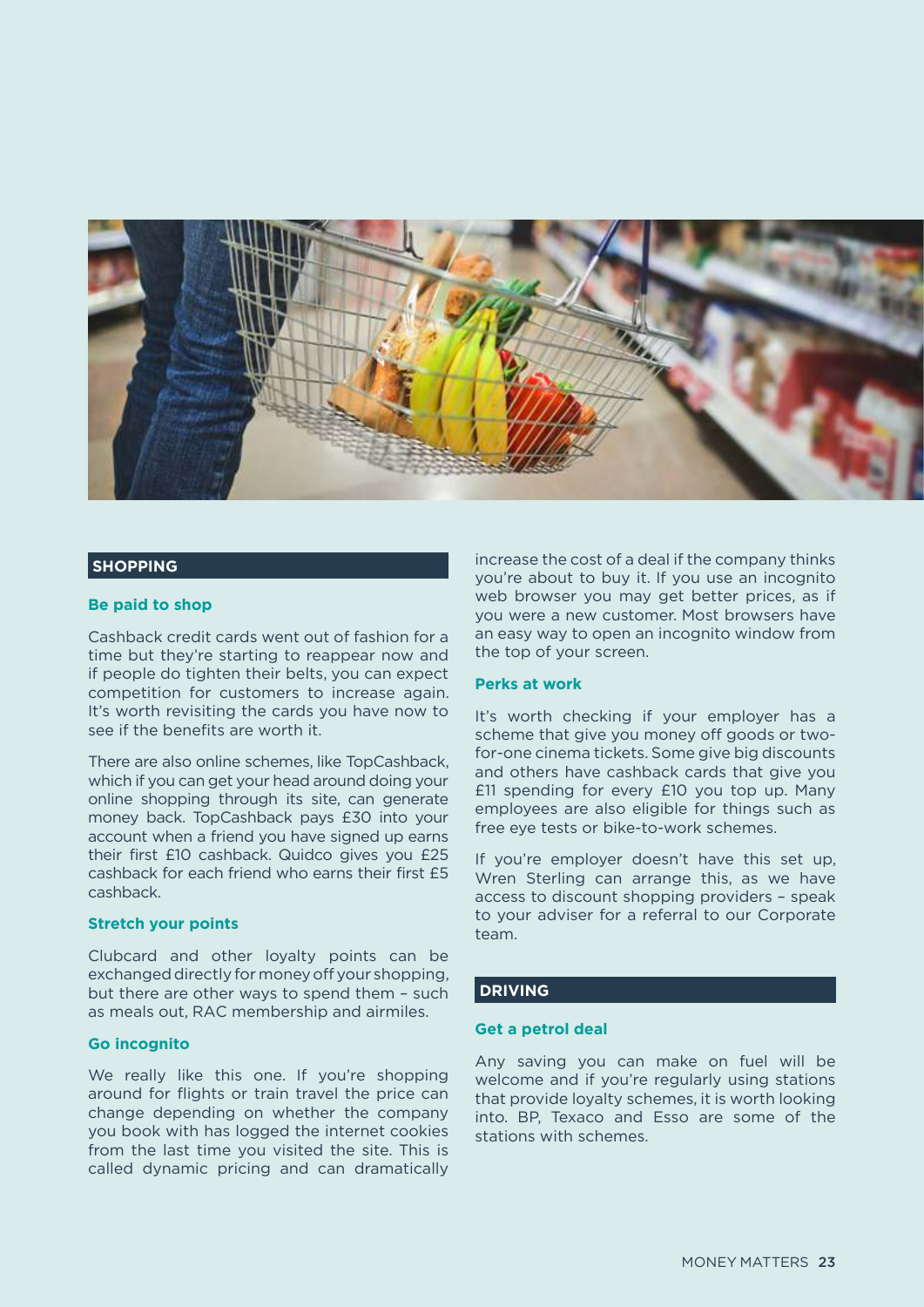## SHOPPING

### Be paid to shop

Cashback credit cards went out of fashion for a time but they're starting to reappear now and if people do tighten their belts, you can expect competition for customers to increase again. It's worth revisiting the cards you have now to see if the benefits are worth it.

There are also online schemes, like TopCashback, which if you can get your head around doing your online shopping through its site, can generate money back. TopCashback pays £30 into your account when a friend you have signed up earns their first £10 cashback. Quidco gives you £25 cashback for each friend who earns their first £5 cashback.

### Stretch your points

Clubcard and other loyalty points can be exchanged directly for money off your shopping, but there are other ways to spend them – such as meals out, RAC membership and airmiles.

### Go incognito

We really like this one. If you're shopping around for flights or train travel the price can change depending on whether the company you book with has logged the internet cookies from the last time you visited the site. This is called dynamic pricing and can dramatically increase the cost of a deal if the company thinks you're about to buy it. If you use an incognito web browser you may get better prices, as if you were a new customer. Most browsers have an easy way to open an incognito window from the top of your screen.

### Perks at work

It's worth checking if your employer has a scheme that give you money off goods or two-for-one cinema tickets. Some give big discounts and others have cashback cards that give you £11 spending for every £10 you top up. Many employees are also eligible for things such as free eye tests or bike-to-work schemes.

If you're employer doesn't have this set up, Wren Sterling can arrange this, as we have access to discount shopping providers – speak to your adviser for a referral to our Corporate team.

## DRIVING

### Get a petrol deal

Any saving you can make on fuel will be welcome and if you're regularly using stations that provide loyalty schemes, it is worth looking into. BP, Texaco and Esso are some of the stations with schemes.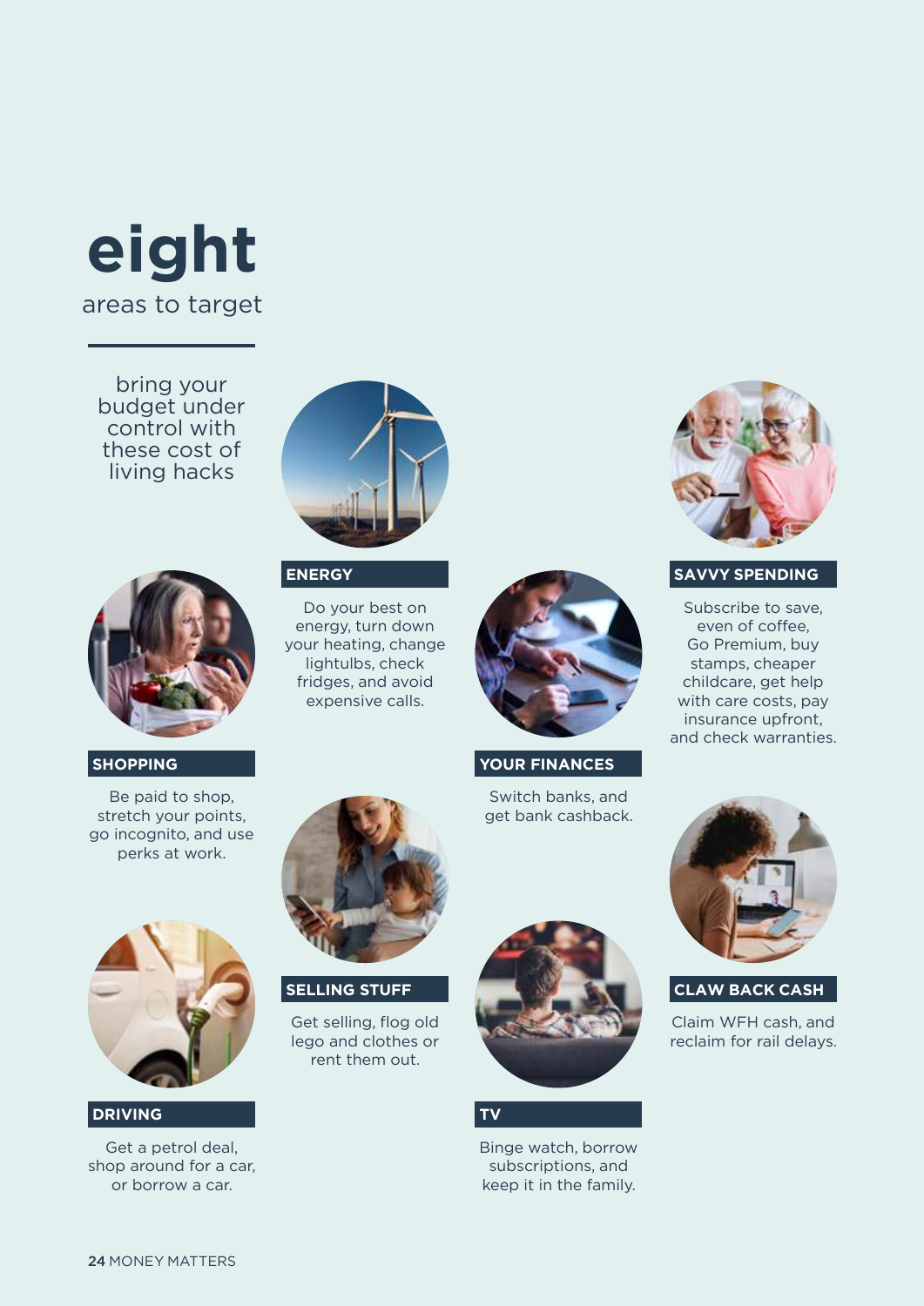# eight

areas to target

bring your budget under control with these cost of living hacks

### ENERGY

Do your best on energy, turn down your heating, change lightulbs, check fridges, and avoid expensive calls.

### SAVVY SPENDING

Subscribe to save, even of coffee, Go Premium, buy stamps, cheaper childcare, get help with care costs, pay insurance upfront, and check warranties.

### SHOPPING

Be paid to shop, stretch your points, go incognito, and use perks at work.

### YOUR FINANCES

Switch banks, and get bank cashback.

### SELLING STUFF

Get selling, flog old lego and clothes or rent them out.

### CLAW BACK CASH

Claim WFH cash, and reclaim for rail delays.

### DRIVING

Get a petrol deal, shop around for a car, or borrow a car.

### TV

Binge watch, borrow subscriptions, and keep it in the family.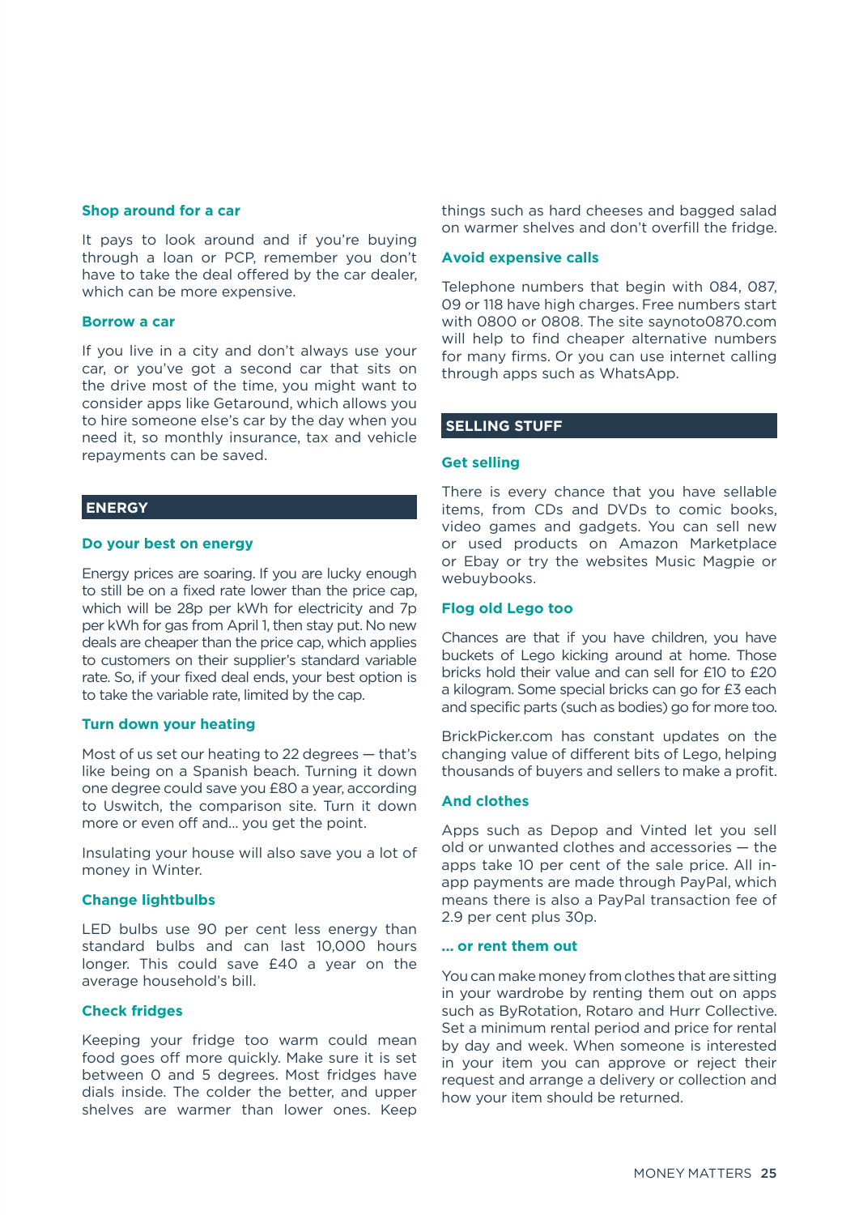### Shop around for a car

It pays to look around and if you're buying through a loan or PCP, remember you don't have to take the deal offered by the car dealer, which can be more expensive.

### Borrow a car

If you live in a city and don't always use your car, or you've got a second car that sits on the drive most of the time, you might want to consider apps like Getaround, which allows you to hire someone else's car by the day when you need it, so monthly insurance, tax and vehicle repayments can be saved.

## ENERGY

### Do your best on energy

Energy prices are soaring. If you are lucky enough to still be on a fixed rate lower than the price cap, which will be 28p per kWh for electricity and 7p per kWh for gas from April 1, then stay put. No new deals are cheaper than the price cap, which applies to customers on their supplier's standard variable rate. So, if your fixed deal ends, your best option is to take the variable rate, limited by the cap.

### Turn down your heating

Most of us set our heating to 22 degrees — that's like being on a Spanish beach. Turning it down one degree could save you £80 a year, according to Uswitch, the comparison site. Turn it down more or even off and... you get the point.

Insulating your house will also save you a lot of money in Winter.

### Change lightbulbs

LED bulbs use 90 per cent less energy than standard bulbs and can last 10,000 hours longer. This could save £40 a year on the average household's bill.

### Check fridges

Keeping your fridge too warm could mean food goes off more quickly. Make sure it is set between 0 and 5 degrees. Most fridges have dials inside. The colder the better, and upper shelves are warmer than lower ones. Keep things such as hard cheeses and bagged salad on warmer shelves and don't overfill the fridge.

### Avoid expensive calls

Telephone numbers that begin with 084, 087, 09 or 118 have high charges. Free numbers start with 0800 or 0808. The site saynoto0870.com will help to find cheaper alternative numbers for many firms. Or you can use internet calling through apps such as WhatsApp.

## SELLING STUFF

### Get selling

There is every chance that you have sellable items, from CDs and DVDs to comic books, video games and gadgets. You can sell new or used products on Amazon Marketplace or Ebay or try the websites Music Magpie or webuybooks.

### Flog old Lego too

Chances are that if you have children, you have buckets of Lego kicking around at home. Those bricks hold their value and can sell for £10 to £20 a kilogram. Some special bricks can go for £3 each and specific parts (such as bodies) go for more too.

BrickPicker.com has constant updates on the changing value of different bits of Lego, helping thousands of buyers and sellers to make a profit.

### And clothes

Apps such as Depop and Vinted let you sell old or unwanted clothes and accessories — the apps take 10 per cent of the sale price. All in-app payments are made through PayPal, which means there is also a PayPal transaction fee of 2.9 per cent plus 30p.

### ... or rent them out

You can make money from clothes that are sitting in your wardrobe by renting them out on apps such as ByRotation, Rotaro and Hurr Collective. Set a minimum rental period and price for rental by day and week. When someone is interested in your item you can approve or reject their request and arrange a delivery or collection and how your item should be returned.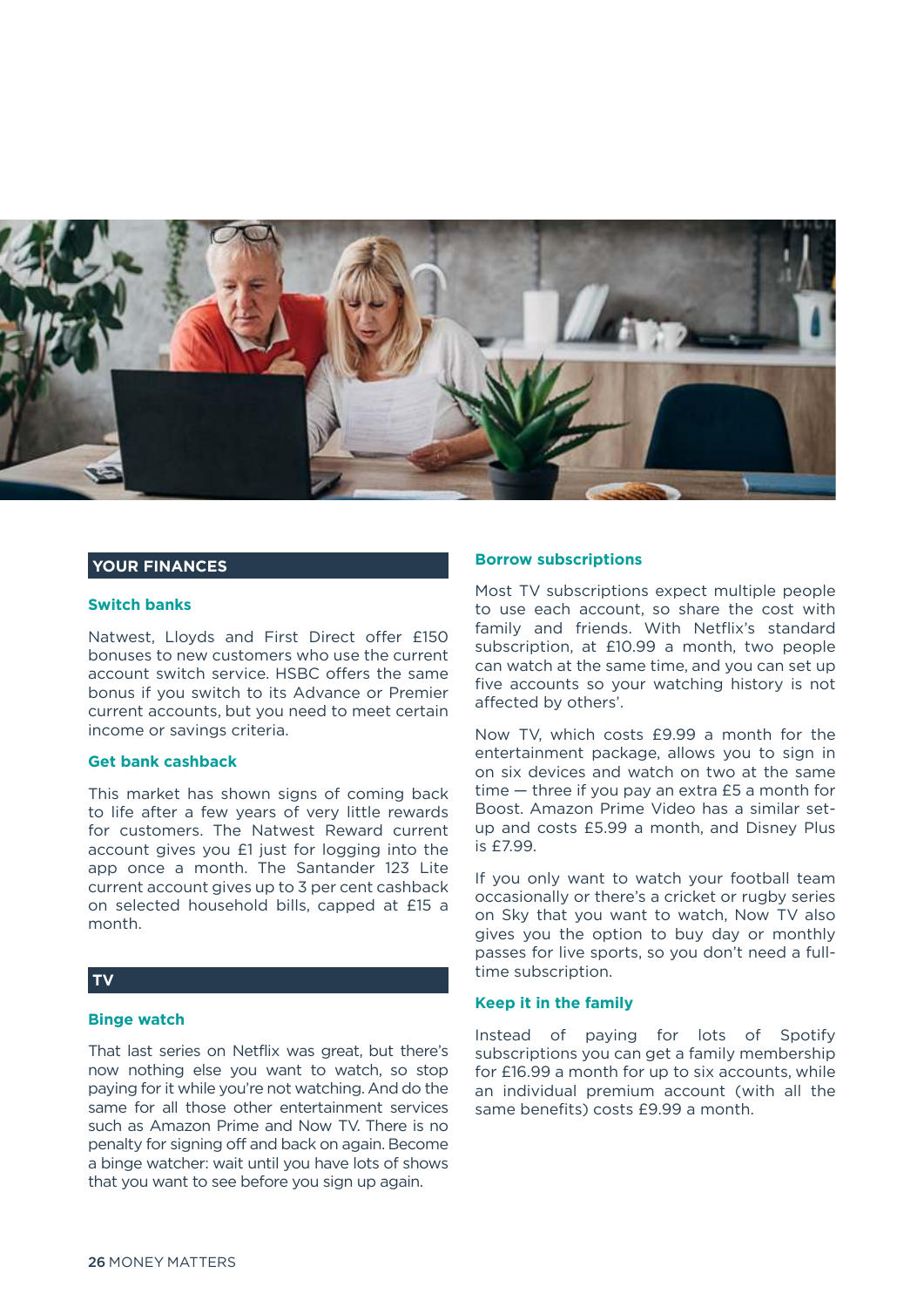## YOUR FINANCES

### Switch banks

Natwest, Lloyds and First Direct offer £150 bonuses to new customers who use the current account switch service. HSBC offers the same bonus if you switch to its Advance or Premier current accounts, but you need to meet certain income or savings criteria.

### Get bank cashback

This market has shown signs of coming back to life after a few years of very little rewards for customers. The Natwest Reward current account gives you £1 just for logging into the app once a month. The Santander 123 Lite current account gives up to 3 per cent cashback on selected household bills, capped at £15 a month.

## TV

### Binge watch

That last series on Netflix was great, but there's now nothing else you want to watch, so stop paying for it while you're not watching. And do the same for all those other entertainment services such as Amazon Prime and Now TV. There is no penalty for signing off and back on again. Become a binge watcher: wait until you have lots of shows that you want to see before you sign up again.

### Borrow subscriptions

Most TV subscriptions expect multiple people to use each account, so share the cost with family and friends. With Netflix's standard subscription, at £10.99 a month, two people can watch at the same time, and you can set up five accounts so your watching history is not affected by others'.

Now TV, which costs £9.99 a month for the entertainment package, allows you to sign in on six devices and watch on two at the same time — three if you pay an extra £5 a month for Boost. Amazon Prime Video has a similar set-up and costs £5.99 a month, and Disney Plus is £7.99.

If you only want to watch your football team occasionally or there's a cricket or rugby series on Sky that you want to watch, Now TV also gives you the option to buy day or monthly passes for live sports, so you don't need a full-time subscription.

### Keep it in the family

Instead of paying for lots of Spotify subscriptions you can get a family membership for £16.99 a month for up to six accounts, while an individual premium account (with all the same benefits) costs £9.99 a month.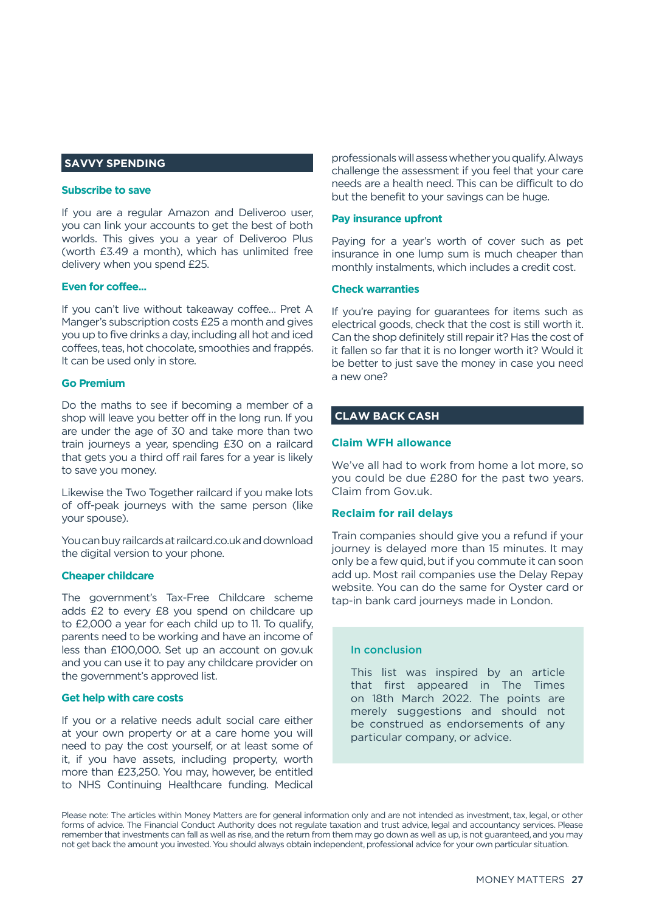## SAVVY SPENDING

### Subscribe to save

If you are a regular Amazon and Deliveroo user, you can link your accounts to get the best of both worlds. This gives you a year of Deliveroo Plus (worth £3.49 a month), which has unlimited free delivery when you spend £25.

### Even for coffee...

If you can't live without takeaway coffee... Pret A Manger's subscription costs £25 a month and gives you up to five drinks a day, including all hot and iced coffees, teas, hot chocolate, smoothies and frappés. It can be used only in store.

### Go Premium

Do the maths to see if becoming a member of a shop will leave you better off in the long run. If you are under the age of 30 and take more than two train journeys a year, spending £30 on a railcard that gets you a third off rail fares for a year is likely to save you money.

Likewise the Two Together railcard if you make lots of off-peak journeys with the same person (like your spouse).

You can buy railcards at railcard.co.uk and download the digital version to your phone.

### Cheaper childcare

The government's Tax-Free Childcare scheme adds £2 to every £8 you spend on childcare up to £2,000 a year for each child up to 11. To qualify, parents need to be working and have an income of less than £100,000. Set up an account on gov.uk and you can use it to pay any childcare provider on the government's approved list.

### Get help with care costs

If you or a relative needs adult social care either at your own property or at a care home you will need to pay the cost yourself, or at least some of it, if you have assets, including property, worth more than £23,250. You may, however, be entitled to NHS Continuing Healthcare funding. Medical professionals will assess whether you qualify. Always challenge the assessment if you feel that your care needs are a health need. This can be difficult to do but the benefit to your savings can be huge.

### Pay insurance upfront

Paying for a year's worth of cover such as pet insurance in one lump sum is much cheaper than monthly instalments, which includes a credit cost.

### Check warranties

If you're paying for guarantees for items such as electrical goods, check that the cost is still worth it. Can the shop definitely still repair it? Has the cost of it fallen so far that it is no longer worth it? Would it be better to just save the money in case you need a new one?

## CLAW BACK CASH

### Claim WFH allowance

We've all had to work from home a lot more, so you could be due £280 for the past two years. Claim from Gov.uk.

### Reclaim for rail delays

Train companies should give you a refund if your journey is delayed more than 15 minutes. It may only be a few quid, but if you commute it can soon add up. Most rail companies use the Delay Repay website. You can do the same for Oyster card or tap-in bank card journeys made in London.

### In conclusion

This list was inspired by an article that first appeared in The Times on 18th March 2022. The points are merely suggestions and should not be construed as endorsements of any particular company, or advice.

Please note: The articles within Money Matters are for general information only and are not intended as investment, tax, legal, or other forms of advice. The Financial Conduct Authority does not regulate taxation and trust advice, legal and accountancy services. Please remember that investments can fall as well as rise, and the return from them may go down as well as up, is not guaranteed, and you may not get back the amount you invested. You should always obtain independent, professional advice for your own particular situation.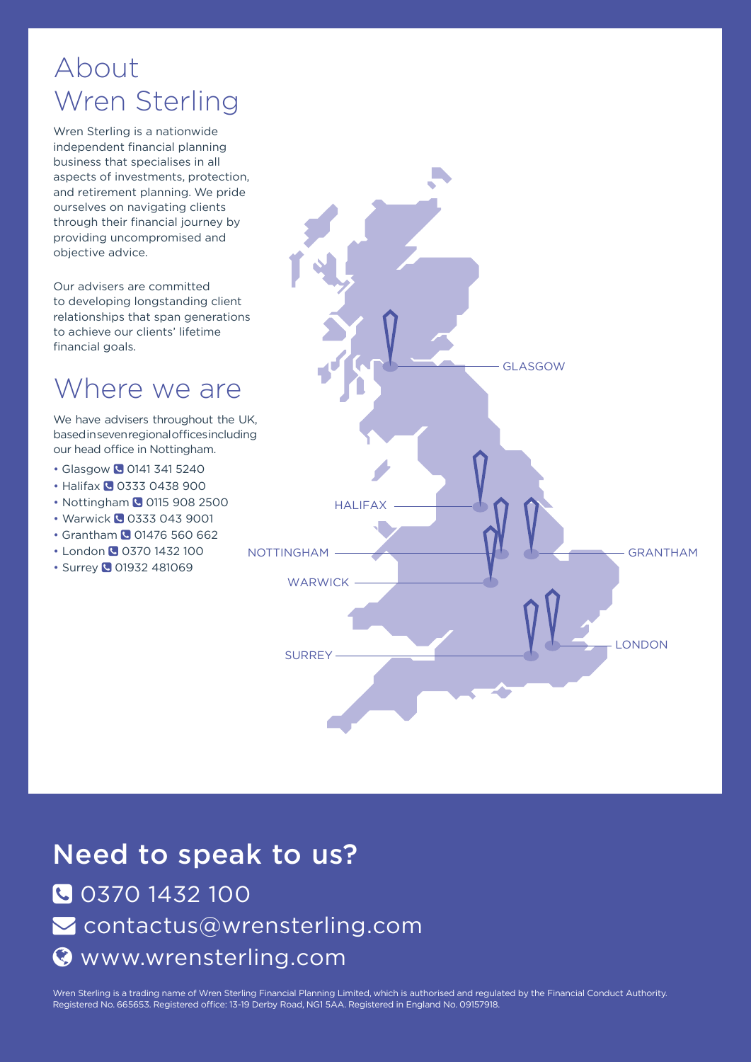# About Wren Sterling

Wren Sterling is a nationwide independent financial planning business that specialises in all aspects of investments, protection, and retirement planning. We pride ourselves on navigating clients through their financial journey by providing uncompromised and objective advice.

Our advisers are committed to developing longstanding client relationships that span generations to achieve our clients' lifetime financial goals.

# Where we are

We have advisers throughout the UK, based in seven regional offices including our head office in Nottingham.

- Glasgow 0141 341 5240
- Halifax 0333 0438 900
- Nottingham 0115 908 2500
- Warwick 0333 043 9001
- Grantham 01476 560 662
- London 0370 1432 100
- Surrey 01932 481069

GLASGOW

HALIFAX

NOTTINGHAM

GRANTHAM

WARWICK

LONDON

SURREY

## Need to speak to us?

0370 1432 100

contactus@wrensterling.com

www.wrensterling.com

Wren Sterling is a trading name of Wren Sterling Financial Planning Limited, which is authorised and regulated by the Financial Conduct Authority. Registered No. 665653. Registered office: 13-19 Derby Road, NG1 5AA. Registered in England No. 09157918.